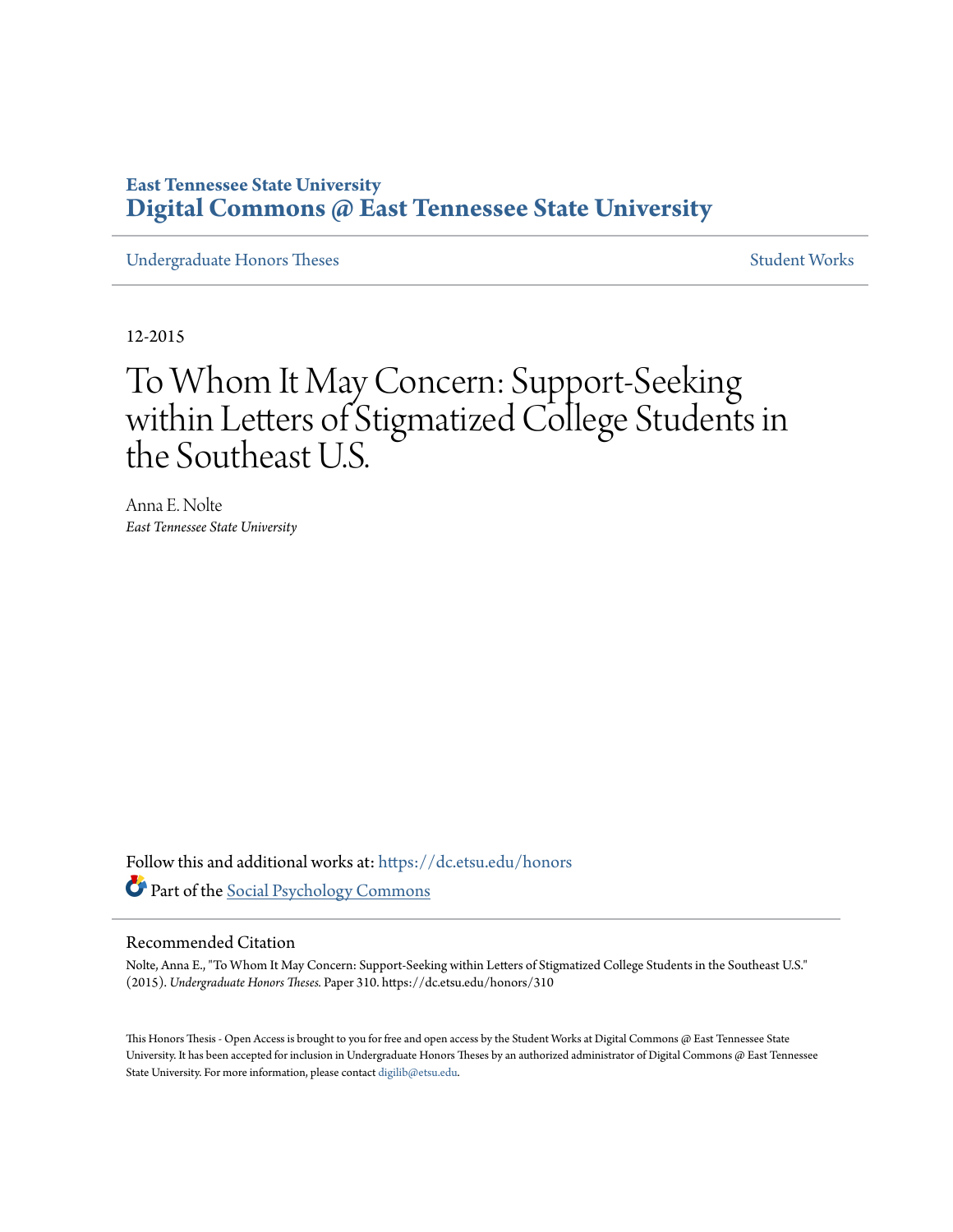East Tennessee State University
**Digital Commons @ East Tennessee State University**

Undergraduate Honors Theses | Student Works

12-2015

# To Whom It May Concern: Support-Seeking within Letters of Stigmatized College Students in the Southeast U.S.

Anna E. Nolte
*East Tennessee State University*

Follow this and additional works at: https://dc.etsu.edu/honors

Part of the Social Psychology Commons

## Recommended Citation

Nolte, Anna E., "To Whom It May Concern: Support-Seeking within Letters of Stigmatized College Students in the Southeast U.S." (2015). *Undergraduate Honors Theses.* Paper 310. https://dc.etsu.edu/honors/310

This Honors Thesis - Open Access is brought to you for free and open access by the Student Works at Digital Commons @ East Tennessee State University. It has been accepted for inclusion in Undergraduate Honors Theses by an authorized administrator of Digital Commons @ East Tennessee State University. For more information, please contact digilib@etsu.edu.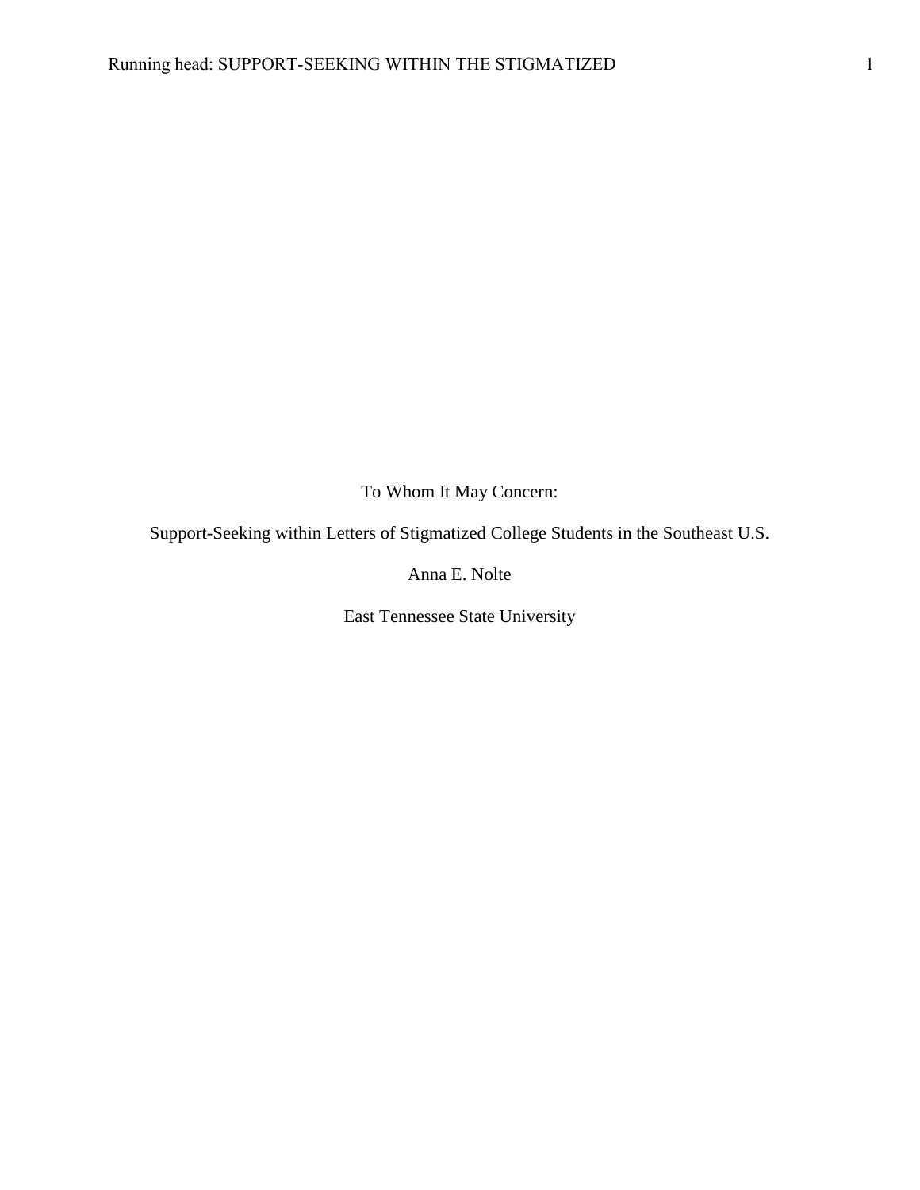To Whom It May Concern:

Support-Seeking within Letters of Stigmatized College Students in the Southeast U.S.

Anna E. Nolte

East Tennessee State University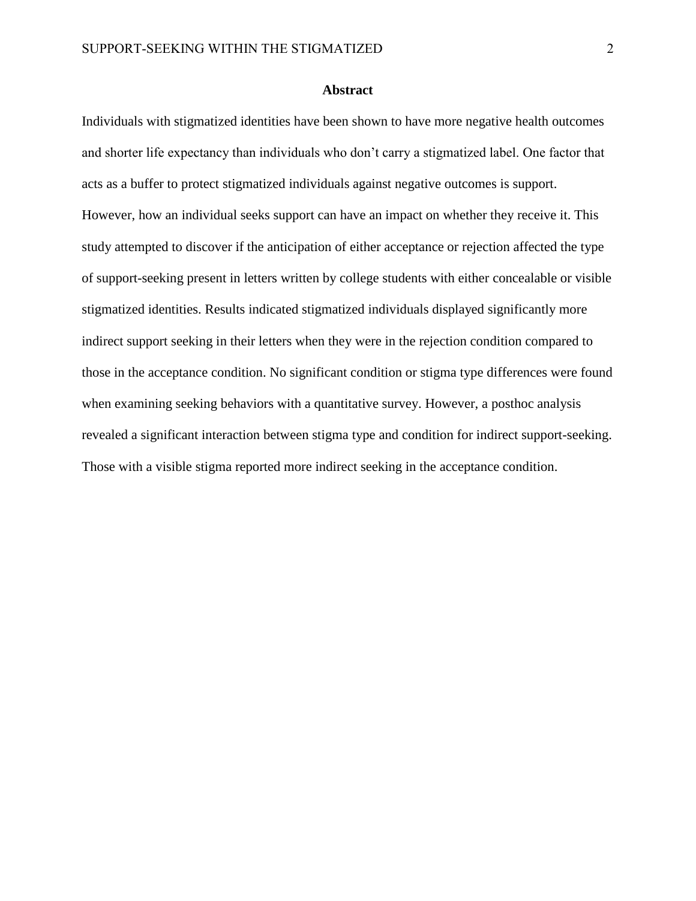# Abstract

Individuals with stigmatized identities have been shown to have more negative health outcomes and shorter life expectancy than individuals who don’t carry a stigmatized label. One factor that acts as a buffer to protect stigmatized individuals against negative outcomes is support. However, how an individual seeks support can have an impact on whether they receive it. This study attempted to discover if the anticipation of either acceptance or rejection affected the type of support-seeking present in letters written by college students with either concealable or visible stigmatized identities. Results indicated stigmatized individuals displayed significantly more indirect support seeking in their letters when they were in the rejection condition compared to those in the acceptance condition. No significant condition or stigma type differences were found when examining seeking behaviors with a quantitative survey. However, a posthoc analysis revealed a significant interaction between stigma type and condition for indirect support-seeking. Those with a visible stigma reported more indirect seeking in the acceptance condition.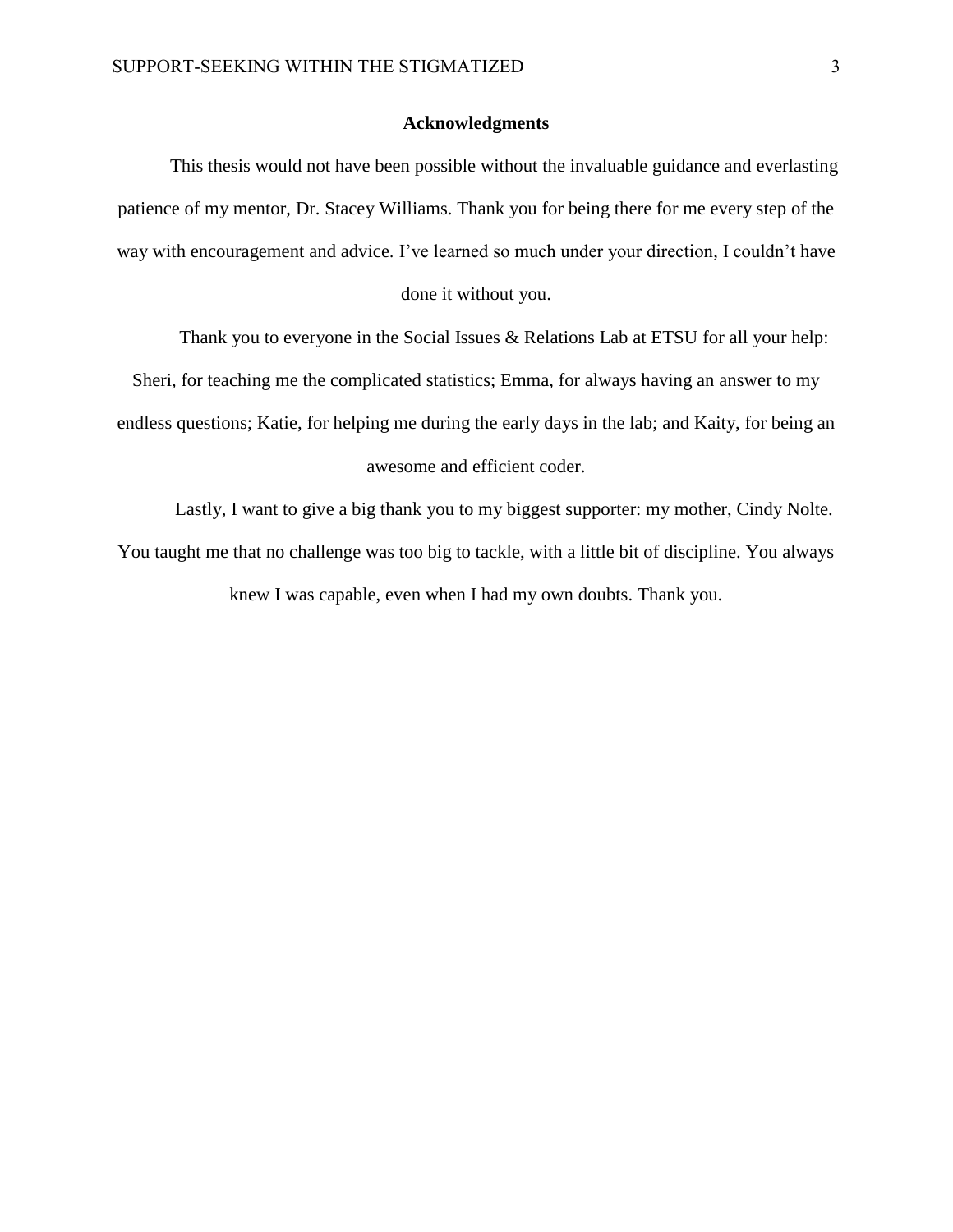## Acknowledgments

This thesis would not have been possible without the invaluable guidance and everlasting patience of my mentor, Dr. Stacey Williams. Thank you for being there for me every step of the way with encouragement and advice. I've learned so much under your direction, I couldn't have done it without you.

Thank you to everyone in the Social Issues & Relations Lab at ETSU for all your help: Sheri, for teaching me the complicated statistics; Emma, for always having an answer to my endless questions; Katie, for helping me during the early days in the lab; and Kaity, for being an awesome and efficient coder.

Lastly, I want to give a big thank you to my biggest supporter: my mother, Cindy Nolte. You taught me that no challenge was too big to tackle, with a little bit of discipline. You always knew I was capable, even when I had my own doubts. Thank you.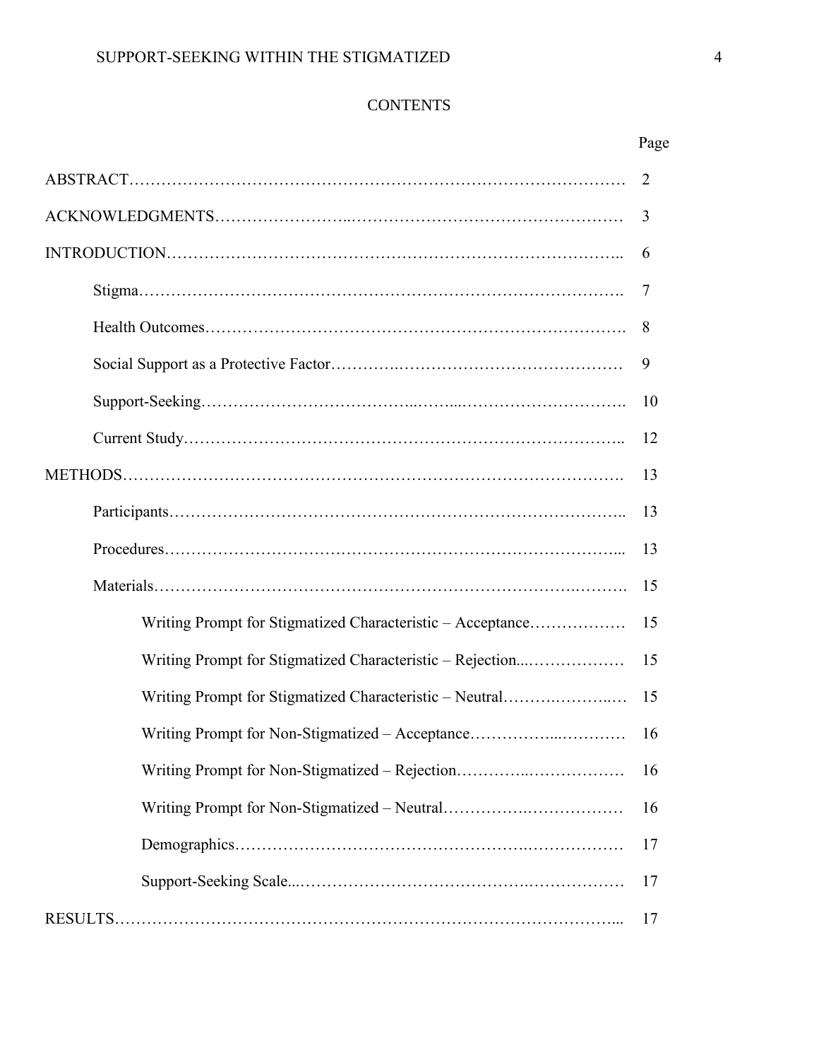# CONTENTS

| | Page |
|---|---|
| ABSTRACT | 2 |
| ACKNOWLEDGMENTS | 3 |
| INTRODUCTION | 6 |
| Stigma | 7 |
| Health Outcomes | 8 |
| Social Support as a Protective Factor | 9 |
| Support-Seeking | 10 |
| Current Study | 12 |
| METHODS | 13 |
| Participants | 13 |
| Procedures | 13 |
| Materials | 15 |
| Writing Prompt for Stigmatized Characteristic – Acceptance | 15 |
| Writing Prompt for Stigmatized Characteristic – Rejection | 15 |
| Writing Prompt for Stigmatized Characteristic – Neutral | 15 |
| Writing Prompt for Non-Stigmatized – Acceptance | 16 |
| Writing Prompt for Non-Stigmatized – Rejection | 16 |
| Writing Prompt for Non-Stigmatized – Neutral | 16 |
| Demographics | 17 |
| Support-Seeking Scale | 17 |
| RESULTS | 17 |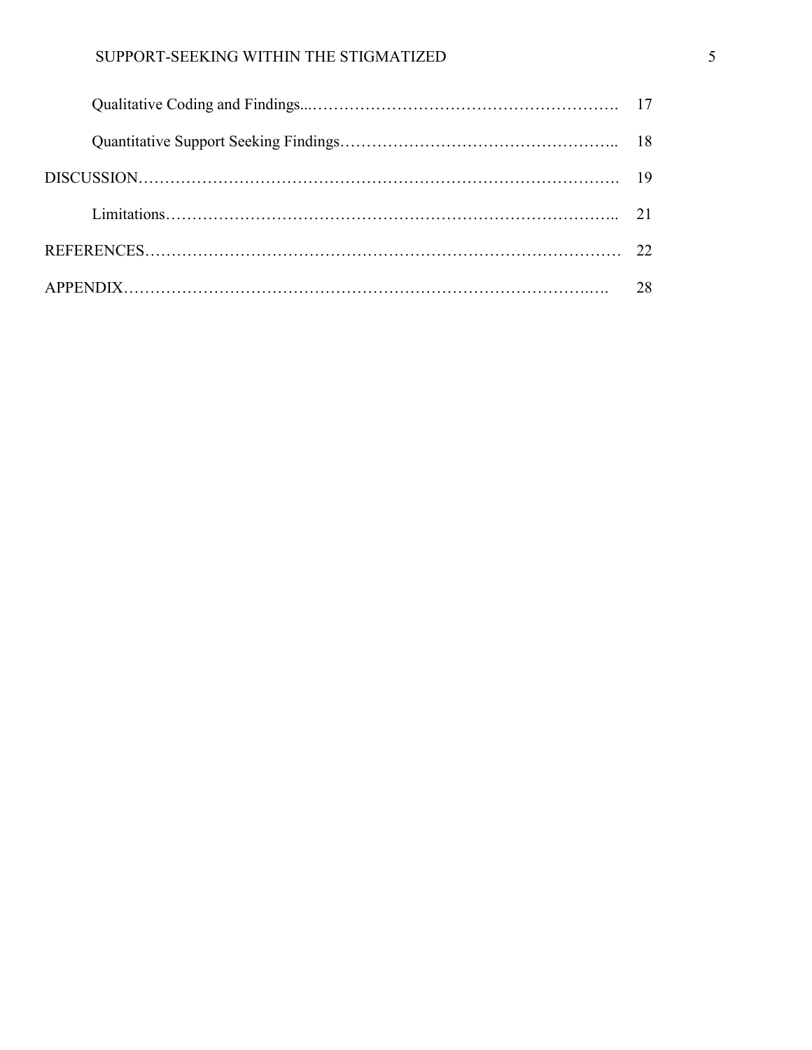Qualitative Coding and Findings...…………………………….……………….……….. 17

Quantitative Support Seeking Findings…………………………………………….. 18

DISCUSSION……………………………………………………………………………. 19

Limitations……………………………………………………………………….. 21

REFERENCES…………………………………………………………………………… 22

APPENDIX……………………………………………………………………….……. 28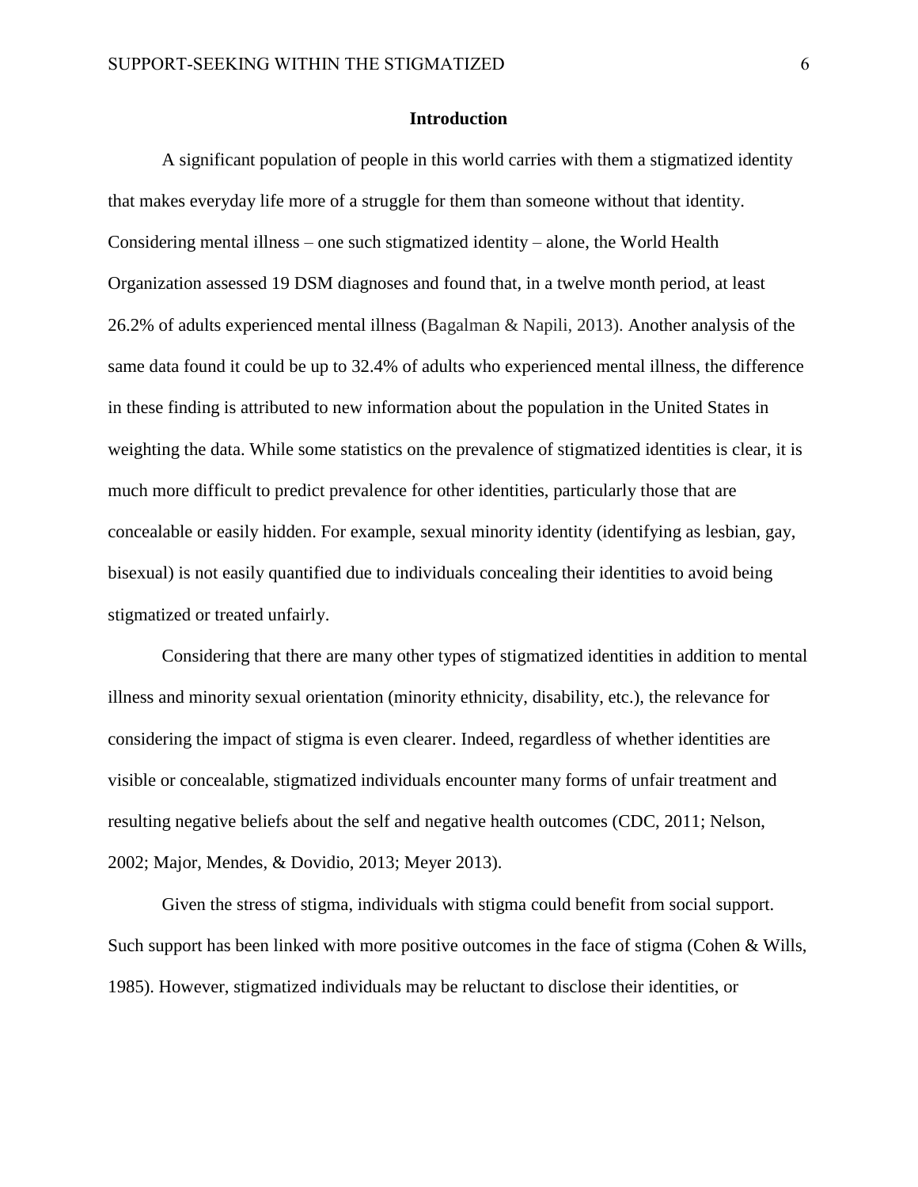## Introduction

A significant population of people in this world carries with them a stigmatized identity that makes everyday life more of a struggle for them than someone without that identity. Considering mental illness – one such stigmatized identity – alone, the World Health Organization assessed 19 DSM diagnoses and found that, in a twelve month period, at least 26.2% of adults experienced mental illness (Bagalman & Napili, 2013). Another analysis of the same data found it could be up to 32.4% of adults who experienced mental illness, the difference in these finding is attributed to new information about the population in the United States in weighting the data. While some statistics on the prevalence of stigmatized identities is clear, it is much more difficult to predict prevalence for other identities, particularly those that are concealable or easily hidden. For example, sexual minority identity (identifying as lesbian, gay, bisexual) is not easily quantified due to individuals concealing their identities to avoid being stigmatized or treated unfairly.

Considering that there are many other types of stigmatized identities in addition to mental illness and minority sexual orientation (minority ethnicity, disability, etc.), the relevance for considering the impact of stigma is even clearer. Indeed, regardless of whether identities are visible or concealable, stigmatized individuals encounter many forms of unfair treatment and resulting negative beliefs about the self and negative health outcomes (CDC, 2011; Nelson, 2002; Major, Mendes, & Dovidio, 2013; Meyer 2013).

Given the stress of stigma, individuals with stigma could benefit from social support. Such support has been linked with more positive outcomes in the face of stigma (Cohen & Wills, 1985). However, stigmatized individuals may be reluctant to disclose their identities, or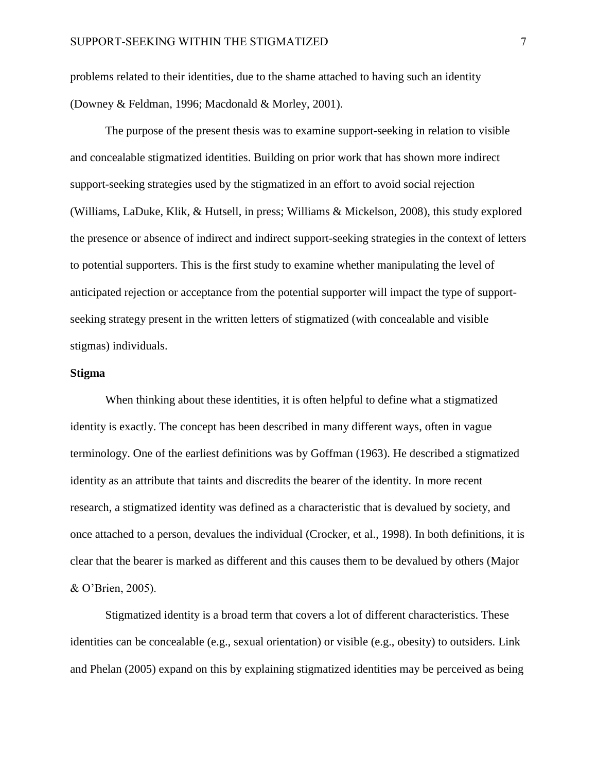problems related to their identities, due to the shame attached to having such an identity (Downey & Feldman, 1996; Macdonald & Morley, 2001).

The purpose of the present thesis was to examine support-seeking in relation to visible and concealable stigmatized identities. Building on prior work that has shown more indirect support-seeking strategies used by the stigmatized in an effort to avoid social rejection (Williams, LaDuke, Klik, & Hutsell, in press; Williams & Mickelson, 2008), this study explored the presence or absence of indirect and indirect support-seeking strategies in the context of letters to potential supporters. This is the first study to examine whether manipulating the level of anticipated rejection or acceptance from the potential supporter will impact the type of support-seeking strategy present in the written letters of stigmatized (with concealable and visible stigmas) individuals.

## Stigma

When thinking about these identities, it is often helpful to define what a stigmatized identity is exactly. The concept has been described in many different ways, often in vague terminology. One of the earliest definitions was by Goffman (1963). He described a stigmatized identity as an attribute that taints and discredits the bearer of the identity. In more recent research, a stigmatized identity was defined as a characteristic that is devalued by society, and once attached to a person, devalues the individual (Crocker, et al., 1998). In both definitions, it is clear that the bearer is marked as different and this causes them to be devalued by others (Major & O'Brien, 2005).

Stigmatized identity is a broad term that covers a lot of different characteristics. These identities can be concealable (e.g., sexual orientation) or visible (e.g., obesity) to outsiders. Link and Phelan (2005) expand on this by explaining stigmatized identities may be perceived as being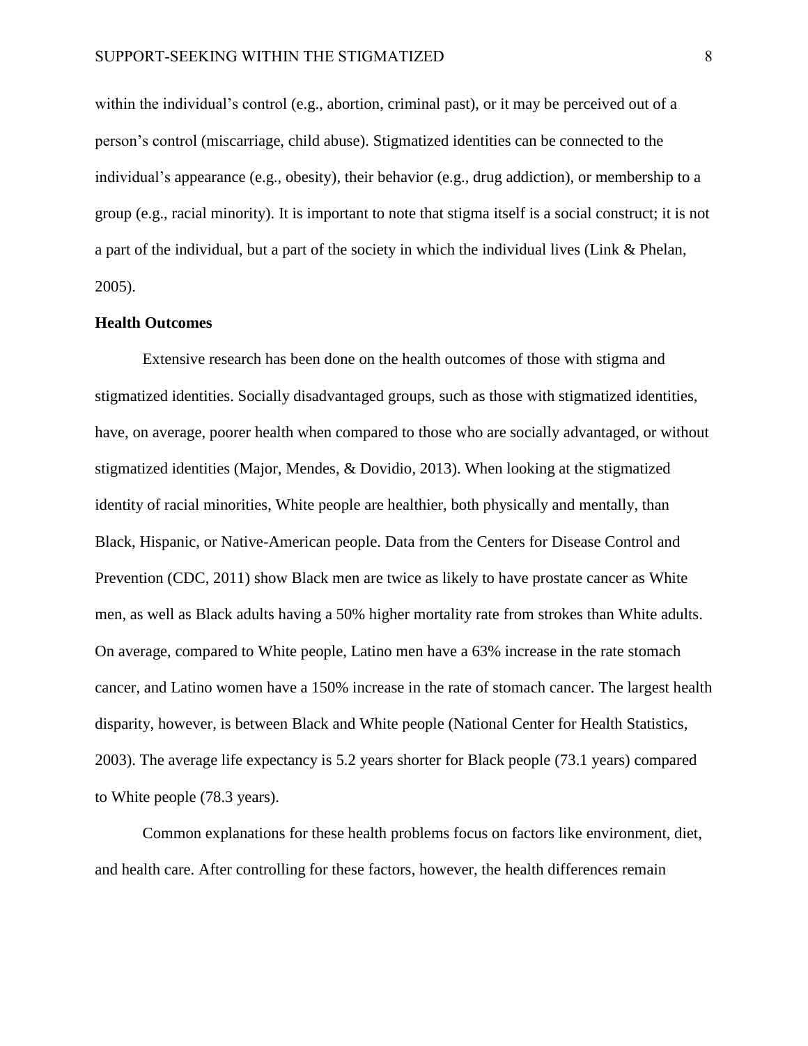within the individual's control (e.g., abortion, criminal past), or it may be perceived out of a person's control (miscarriage, child abuse). Stigmatized identities can be connected to the individual's appearance (e.g., obesity), their behavior (e.g., drug addiction), or membership to a group (e.g., racial minority). It is important to note that stigma itself is a social construct; it is not a part of the individual, but a part of the society in which the individual lives (Link & Phelan, 2005).

**Health Outcomes**

Extensive research has been done on the health outcomes of those with stigma and stigmatized identities. Socially disadvantaged groups, such as those with stigmatized identities, have, on average, poorer health when compared to those who are socially advantaged, or without stigmatized identities (Major, Mendes, & Dovidio, 2013). When looking at the stigmatized identity of racial minorities, White people are healthier, both physically and mentally, than Black, Hispanic, or Native-American people. Data from the Centers for Disease Control and Prevention (CDC, 2011) show Black men are twice as likely to have prostate cancer as White men, as well as Black adults having a 50% higher mortality rate from strokes than White adults. On average, compared to White people, Latino men have a 63% increase in the rate stomach cancer, and Latino women have a 150% increase in the rate of stomach cancer. The largest health disparity, however, is between Black and White people (National Center for Health Statistics, 2003). The average life expectancy is 5.2 years shorter for Black people (73.1 years) compared to White people (78.3 years).

Common explanations for these health problems focus on factors like environment, diet, and health care. After controlling for these factors, however, the health differences remain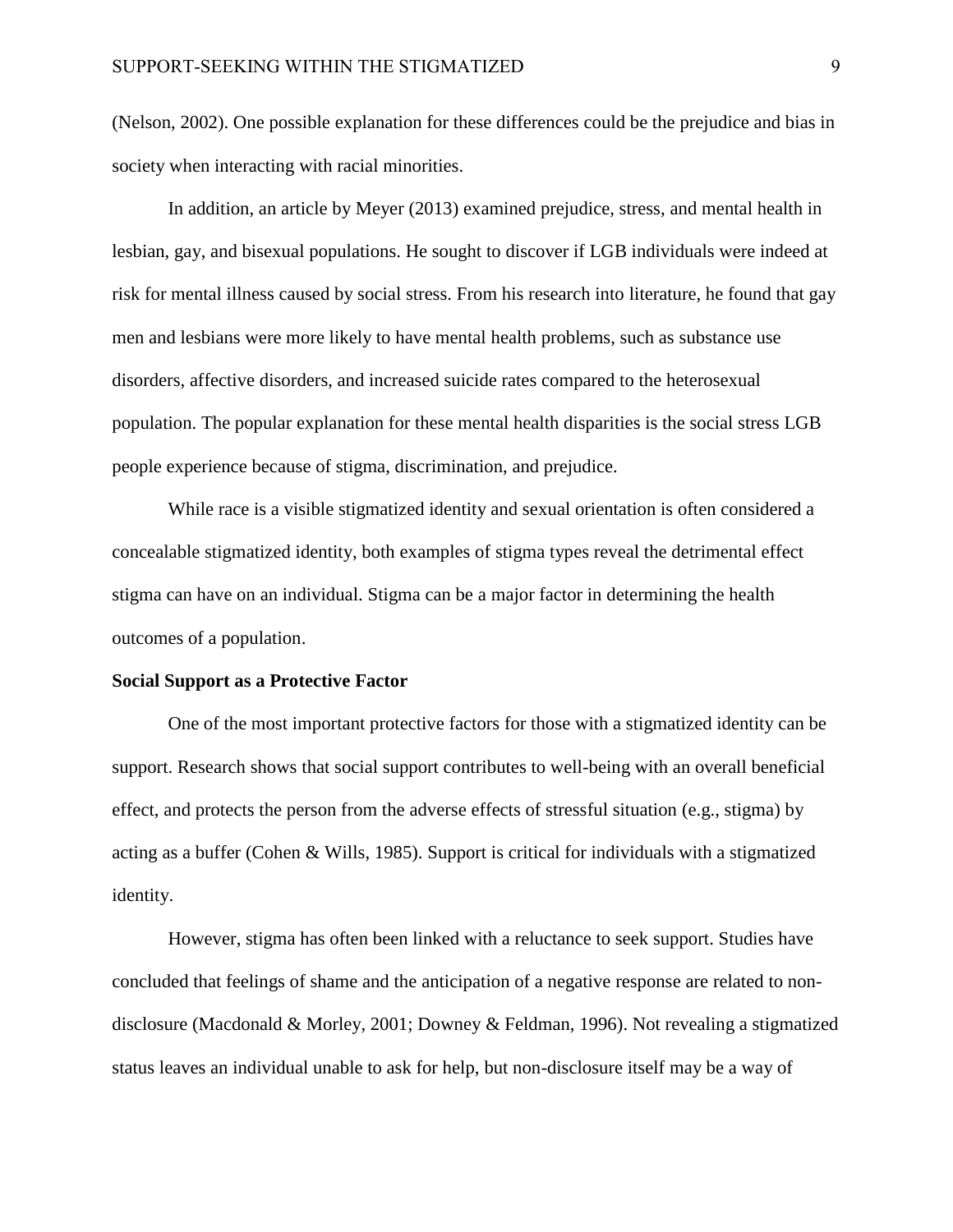(Nelson, 2002). One possible explanation for these differences could be the prejudice and bias in society when interacting with racial minorities.

In addition, an article by Meyer (2013) examined prejudice, stress, and mental health in lesbian, gay, and bisexual populations. He sought to discover if LGB individuals were indeed at risk for mental illness caused by social stress. From his research into literature, he found that gay men and lesbians were more likely to have mental health problems, such as substance use disorders, affective disorders, and increased suicide rates compared to the heterosexual population. The popular explanation for these mental health disparities is the social stress LGB people experience because of stigma, discrimination, and prejudice.

While race is a visible stigmatized identity and sexual orientation is often considered a concealable stigmatized identity, both examples of stigma types reveal the detrimental effect stigma can have on an individual. Stigma can be a major factor in determining the health outcomes of a population.

**Social Support as a Protective Factor**

One of the most important protective factors for those with a stigmatized identity can be support. Research shows that social support contributes to well-being with an overall beneficial effect, and protects the person from the adverse effects of stressful situation (e.g., stigma) by acting as a buffer (Cohen & Wills, 1985). Support is critical for individuals with a stigmatized identity.

However, stigma has often been linked with a reluctance to seek support. Studies have concluded that feelings of shame and the anticipation of a negative response are related to non-disclosure (Macdonald & Morley, 2001; Downey & Feldman, 1996). Not revealing a stigmatized status leaves an individual unable to ask for help, but non-disclosure itself may be a way of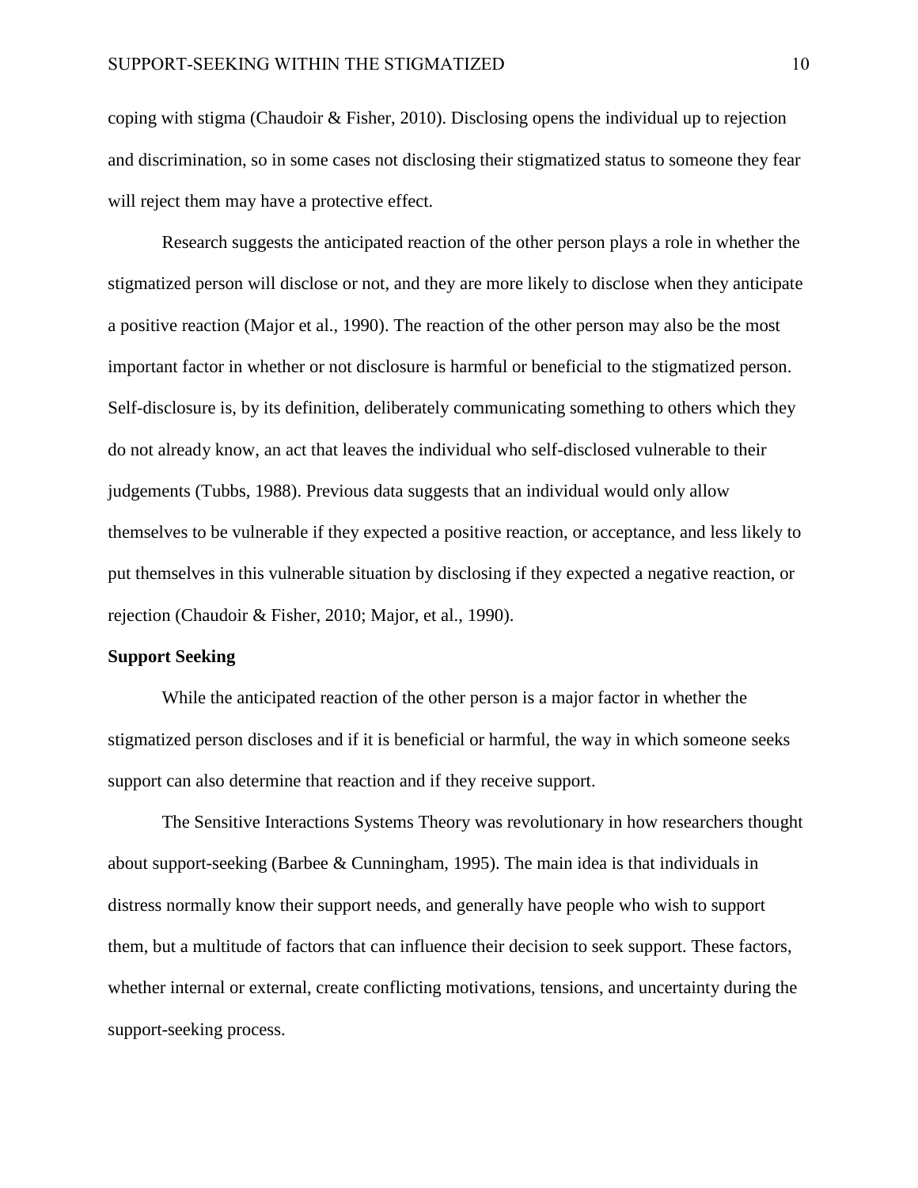coping with stigma (Chaudoir & Fisher, 2010). Disclosing opens the individual up to rejection and discrimination, so in some cases not disclosing their stigmatized status to someone they fear will reject them may have a protective effect.

Research suggests the anticipated reaction of the other person plays a role in whether the stigmatized person will disclose or not, and they are more likely to disclose when they anticipate a positive reaction (Major et al., 1990). The reaction of the other person may also be the most important factor in whether or not disclosure is harmful or beneficial to the stigmatized person. Self-disclosure is, by its definition, deliberately communicating something to others which they do not already know, an act that leaves the individual who self-disclosed vulnerable to their judgements (Tubbs, 1988). Previous data suggests that an individual would only allow themselves to be vulnerable if they expected a positive reaction, or acceptance, and less likely to put themselves in this vulnerable situation by disclosing if they expected a negative reaction, or rejection (Chaudoir & Fisher, 2010; Major, et al., 1990).

**Support Seeking**

While the anticipated reaction of the other person is a major factor in whether the stigmatized person discloses and if it is beneficial or harmful, the way in which someone seeks support can also determine that reaction and if they receive support.

The Sensitive Interactions Systems Theory was revolutionary in how researchers thought about support-seeking (Barbee & Cunningham, 1995). The main idea is that individuals in distress normally know their support needs, and generally have people who wish to support them, but a multitude of factors that can influence their decision to seek support. These factors, whether internal or external, create conflicting motivations, tensions, and uncertainty during the support-seeking process.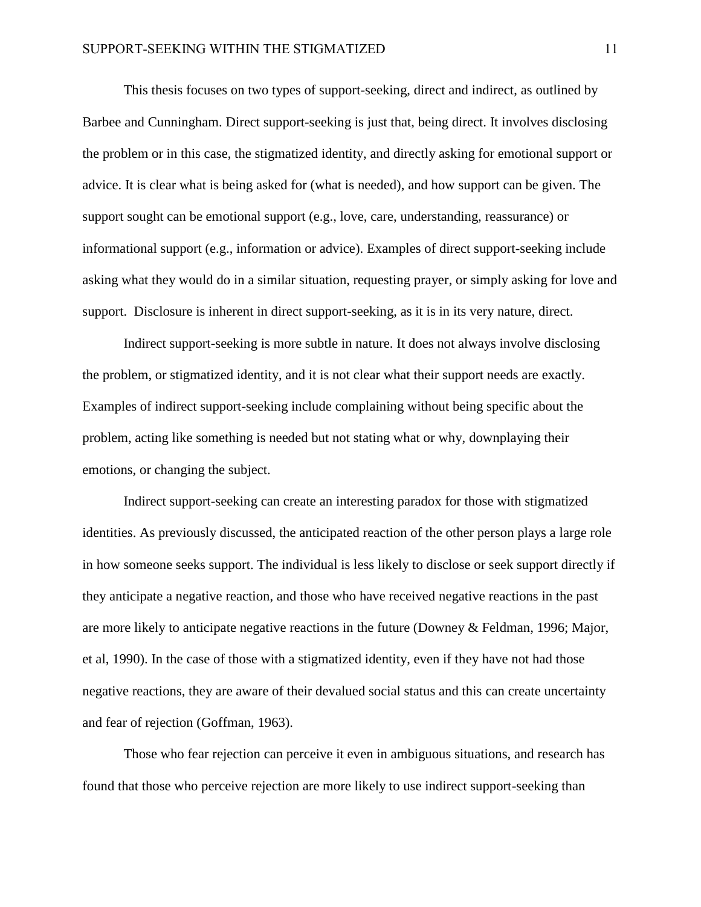This thesis focuses on two types of support-seeking, direct and indirect, as outlined by Barbee and Cunningham. Direct support-seeking is just that, being direct. It involves disclosing the problem or in this case, the stigmatized identity, and directly asking for emotional support or advice. It is clear what is being asked for (what is needed), and how support can be given. The support sought can be emotional support (e.g., love, care, understanding, reassurance) or informational support (e.g., information or advice). Examples of direct support-seeking include asking what they would do in a similar situation, requesting prayer, or simply asking for love and support. Disclosure is inherent in direct support-seeking, as it is in its very nature, direct.

Indirect support-seeking is more subtle in nature. It does not always involve disclosing the problem, or stigmatized identity, and it is not clear what their support needs are exactly. Examples of indirect support-seeking include complaining without being specific about the problem, acting like something is needed but not stating what or why, downplaying their emotions, or changing the subject.

Indirect support-seeking can create an interesting paradox for those with stigmatized identities. As previously discussed, the anticipated reaction of the other person plays a large role in how someone seeks support. The individual is less likely to disclose or seek support directly if they anticipate a negative reaction, and those who have received negative reactions in the past are more likely to anticipate negative reactions in the future (Downey & Feldman, 1996; Major, et al, 1990). In the case of those with a stigmatized identity, even if they have not had those negative reactions, they are aware of their devalued social status and this can create uncertainty and fear of rejection (Goffman, 1963).

Those who fear rejection can perceive it even in ambiguous situations, and research has found that those who perceive rejection are more likely to use indirect support-seeking than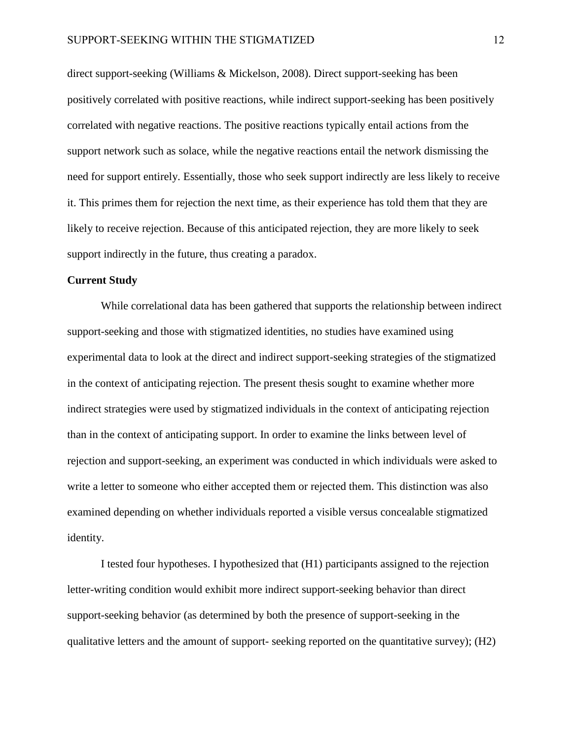direct support-seeking (Williams & Mickelson, 2008). Direct support-seeking has been positively correlated with positive reactions, while indirect support-seeking has been positively correlated with negative reactions. The positive reactions typically entail actions from the support network such as solace, while the negative reactions entail the network dismissing the need for support entirely. Essentially, those who seek support indirectly are less likely to receive it. This primes them for rejection the next time, as their experience has told them that they are likely to receive rejection. Because of this anticipated rejection, they are more likely to seek support indirectly in the future, thus creating a paradox.

**Current Study**

While correlational data has been gathered that supports the relationship between indirect support-seeking and those with stigmatized identities, no studies have examined using experimental data to look at the direct and indirect support-seeking strategies of the stigmatized in the context of anticipating rejection. The present thesis sought to examine whether more indirect strategies were used by stigmatized individuals in the context of anticipating rejection than in the context of anticipating support. In order to examine the links between level of rejection and support-seeking, an experiment was conducted in which individuals were asked to write a letter to someone who either accepted them or rejected them. This distinction was also examined depending on whether individuals reported a visible versus concealable stigmatized identity.

I tested four hypotheses. I hypothesized that (H1) participants assigned to the rejection letter-writing condition would exhibit more indirect support-seeking behavior than direct support-seeking behavior (as determined by both the presence of support-seeking in the qualitative letters and the amount of support- seeking reported on the quantitative survey); (H2)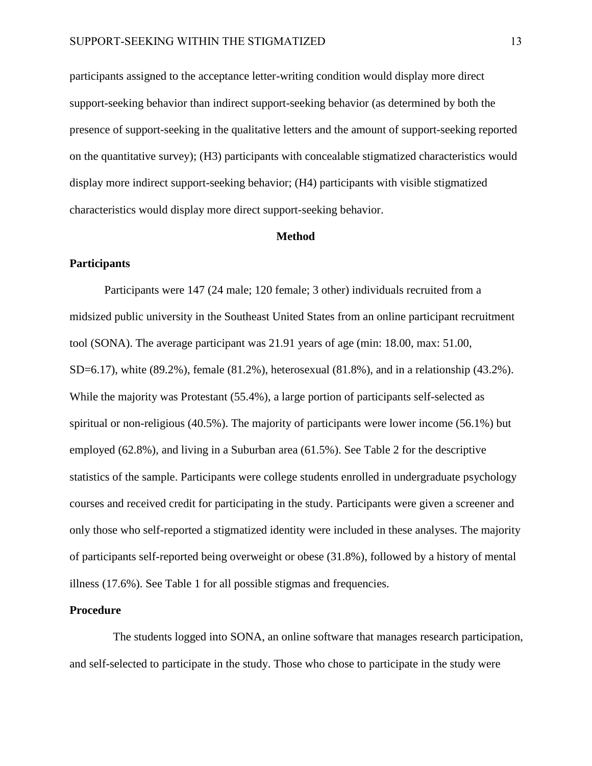participants assigned to the acceptance letter-writing condition would display more direct support-seeking behavior than indirect support-seeking behavior (as determined by both the presence of support-seeking in the qualitative letters and the amount of support-seeking reported on the quantitative survey); (H3) participants with concealable stigmatized characteristics would display more indirect support-seeking behavior; (H4) participants with visible stigmatized characteristics would display more direct support-seeking behavior.

# Method

## Participants

Participants were 147 (24 male; 120 female; 3 other) individuals recruited from a midsized public university in the Southeast United States from an online participant recruitment tool (SONA). The average participant was 21.91 years of age (min: 18.00, max: 51.00, SD=6.17), white (89.2%), female (81.2%), heterosexual (81.8%), and in a relationship (43.2%). While the majority was Protestant (55.4%), a large portion of participants self-selected as spiritual or non-religious (40.5%). The majority of participants were lower income (56.1%) but employed (62.8%), and living in a Suburban area (61.5%). See Table 2 for the descriptive statistics of the sample. Participants were college students enrolled in undergraduate psychology courses and received credit for participating in the study. Participants were given a screener and only those who self-reported a stigmatized identity were included in these analyses. The majority of participants self-reported being overweight or obese (31.8%), followed by a history of mental illness (17.6%). See Table 1 for all possible stigmas and frequencies.

## Procedure

The students logged into SONA, an online software that manages research participation, and self-selected to participate in the study. Those who chose to participate in the study were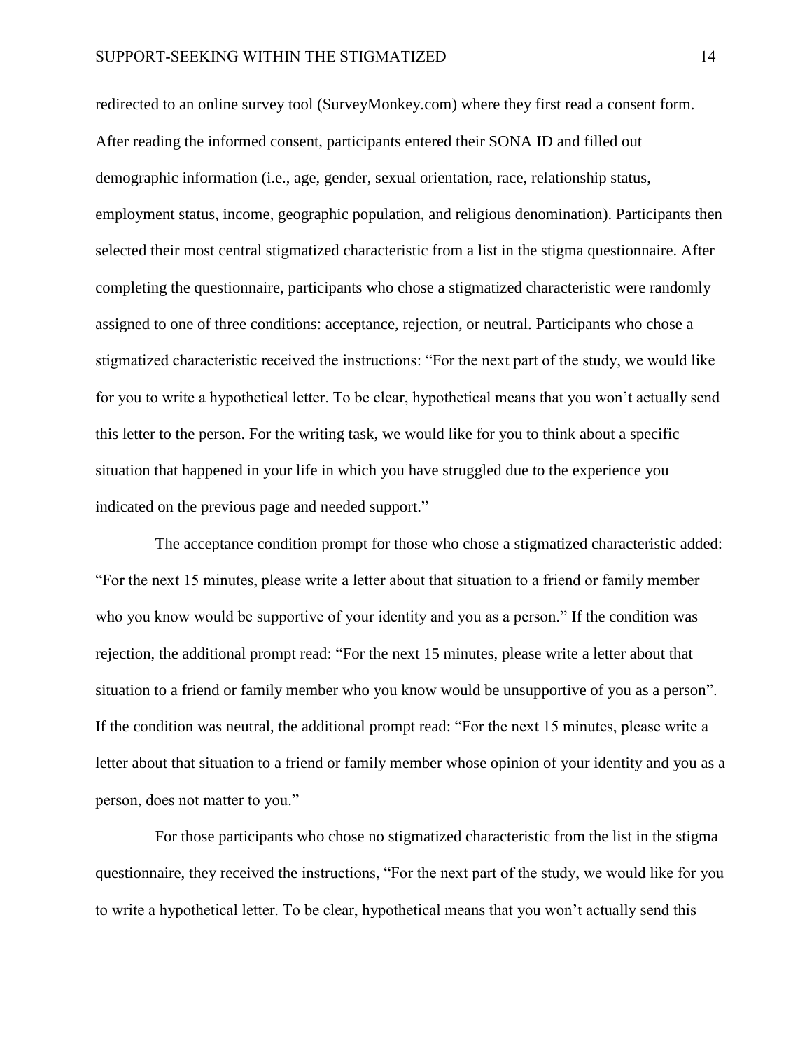redirected to an online survey tool (SurveyMonkey.com) where they first read a consent form. After reading the informed consent, participants entered their SONA ID and filled out demographic information (i.e., age, gender, sexual orientation, race, relationship status, employment status, income, geographic population, and religious denomination). Participants then selected their most central stigmatized characteristic from a list in the stigma questionnaire. After completing the questionnaire, participants who chose a stigmatized characteristic were randomly assigned to one of three conditions: acceptance, rejection, or neutral. Participants who chose a stigmatized characteristic received the instructions: "For the next part of the study, we would like for you to write a hypothetical letter. To be clear, hypothetical means that you won't actually send this letter to the person. For the writing task, we would like for you to think about a specific situation that happened in your life in which you have struggled due to the experience you indicated on the previous page and needed support."

The acceptance condition prompt for those who chose a stigmatized characteristic added: "For the next 15 minutes, please write a letter about that situation to a friend or family member who you know would be supportive of your identity and you as a person." If the condition was rejection, the additional prompt read: "For the next 15 minutes, please write a letter about that situation to a friend or family member who you know would be unsupportive of you as a person". If the condition was neutral, the additional prompt read: "For the next 15 minutes, please write a letter about that situation to a friend or family member whose opinion of your identity and you as a person, does not matter to you."

For those participants who chose no stigmatized characteristic from the list in the stigma questionnaire, they received the instructions, "For the next part of the study, we would like for you to write a hypothetical letter. To be clear, hypothetical means that you won't actually send this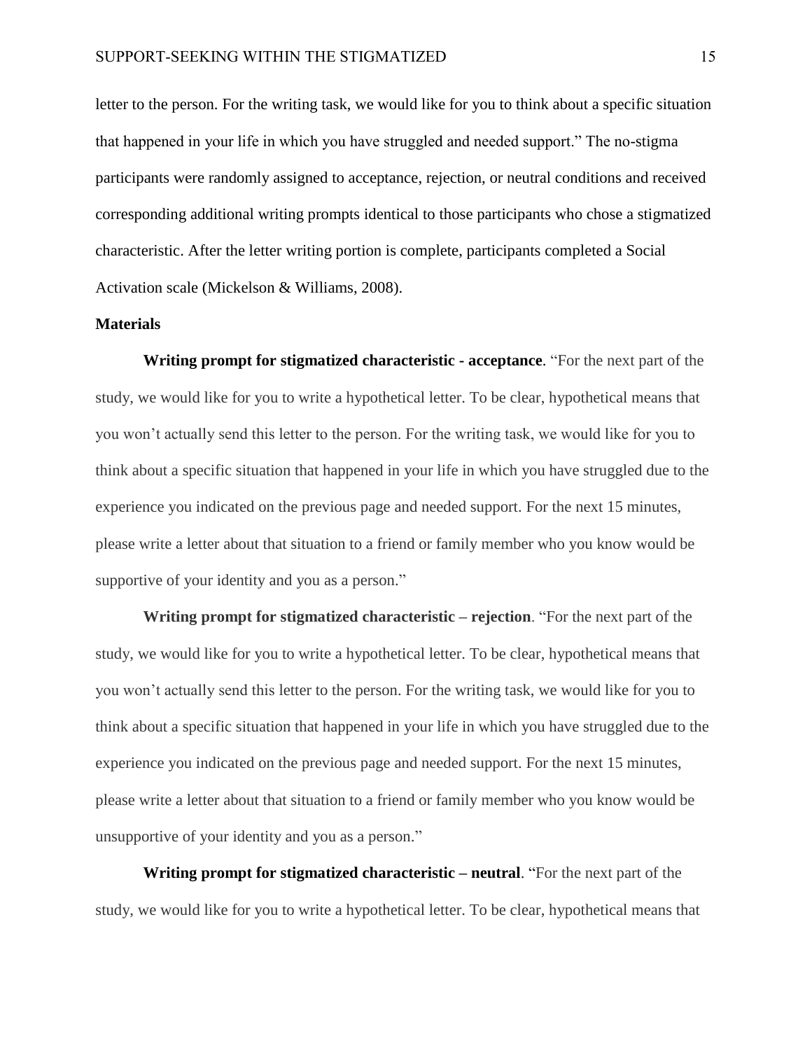letter to the person. For the writing task, we would like for you to think about a specific situation that happened in your life in which you have struggled and needed support." The no-stigma participants were randomly assigned to acceptance, rejection, or neutral conditions and received corresponding additional writing prompts identical to those participants who chose a stigmatized characteristic. After the letter writing portion is complete, participants completed a Social Activation scale (Mickelson & Williams, 2008).

## Materials

**Writing prompt for stigmatized characteristic - acceptance**. "For the next part of the study, we would like for you to write a hypothetical letter. To be clear, hypothetical means that you won't actually send this letter to the person. For the writing task, we would like for you to think about a specific situation that happened in your life in which you have struggled due to the experience you indicated on the previous page and needed support. For the next 15 minutes, please write a letter about that situation to a friend or family member who you know would be supportive of your identity and you as a person."

**Writing prompt for stigmatized characteristic – rejection**. "For the next part of the study, we would like for you to write a hypothetical letter. To be clear, hypothetical means that you won't actually send this letter to the person. For the writing task, we would like for you to think about a specific situation that happened in your life in which you have struggled due to the experience you indicated on the previous page and needed support. For the next 15 minutes, please write a letter about that situation to a friend or family member who you know would be unsupportive of your identity and you as a person."

**Writing prompt for stigmatized characteristic – neutral**. "For the next part of the study, we would like for you to write a hypothetical letter. To be clear, hypothetical means that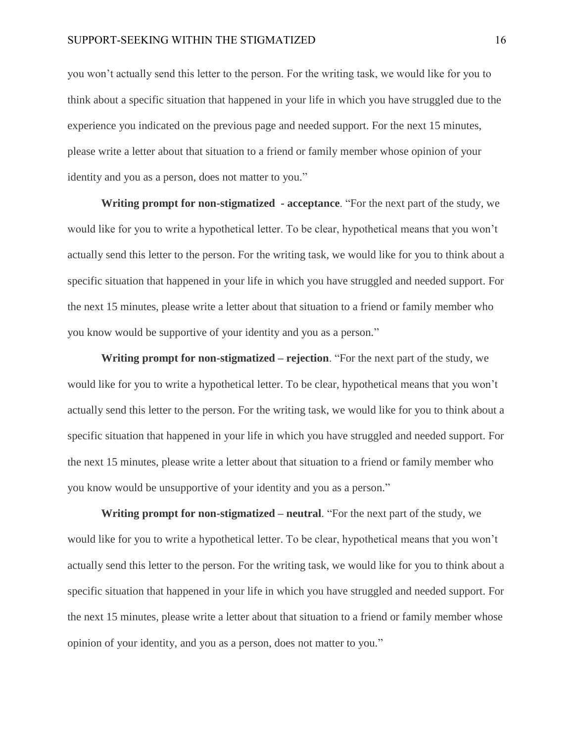you won't actually send this letter to the person. For the writing task, we would like for you to think about a specific situation that happened in your life in which you have struggled due to the experience you indicated on the previous page and needed support. For the next 15 minutes, please write a letter about that situation to a friend or family member whose opinion of your identity and you as a person, does not matter to you."

**Writing prompt for non-stigmatized - acceptance**. "For the next part of the study, we would like for you to write a hypothetical letter. To be clear, hypothetical means that you won't actually send this letter to the person. For the writing task, we would like for you to think about a specific situation that happened in your life in which you have struggled and needed support. For the next 15 minutes, please write a letter about that situation to a friend or family member who you know would be supportive of your identity and you as a person."

**Writing prompt for non-stigmatized – rejection**. "For the next part of the study, we would like for you to write a hypothetical letter. To be clear, hypothetical means that you won't actually send this letter to the person. For the writing task, we would like for you to think about a specific situation that happened in your life in which you have struggled and needed support. For the next 15 minutes, please write a letter about that situation to a friend or family member who you know would be unsupportive of your identity and you as a person."

**Writing prompt for non-stigmatized – neutral**. "For the next part of the study, we would like for you to write a hypothetical letter. To be clear, hypothetical means that you won't actually send this letter to the person. For the writing task, we would like for you to think about a specific situation that happened in your life in which you have struggled and needed support. For the next 15 minutes, please write a letter about that situation to a friend or family member whose opinion of your identity, and you as a person, does not matter to you."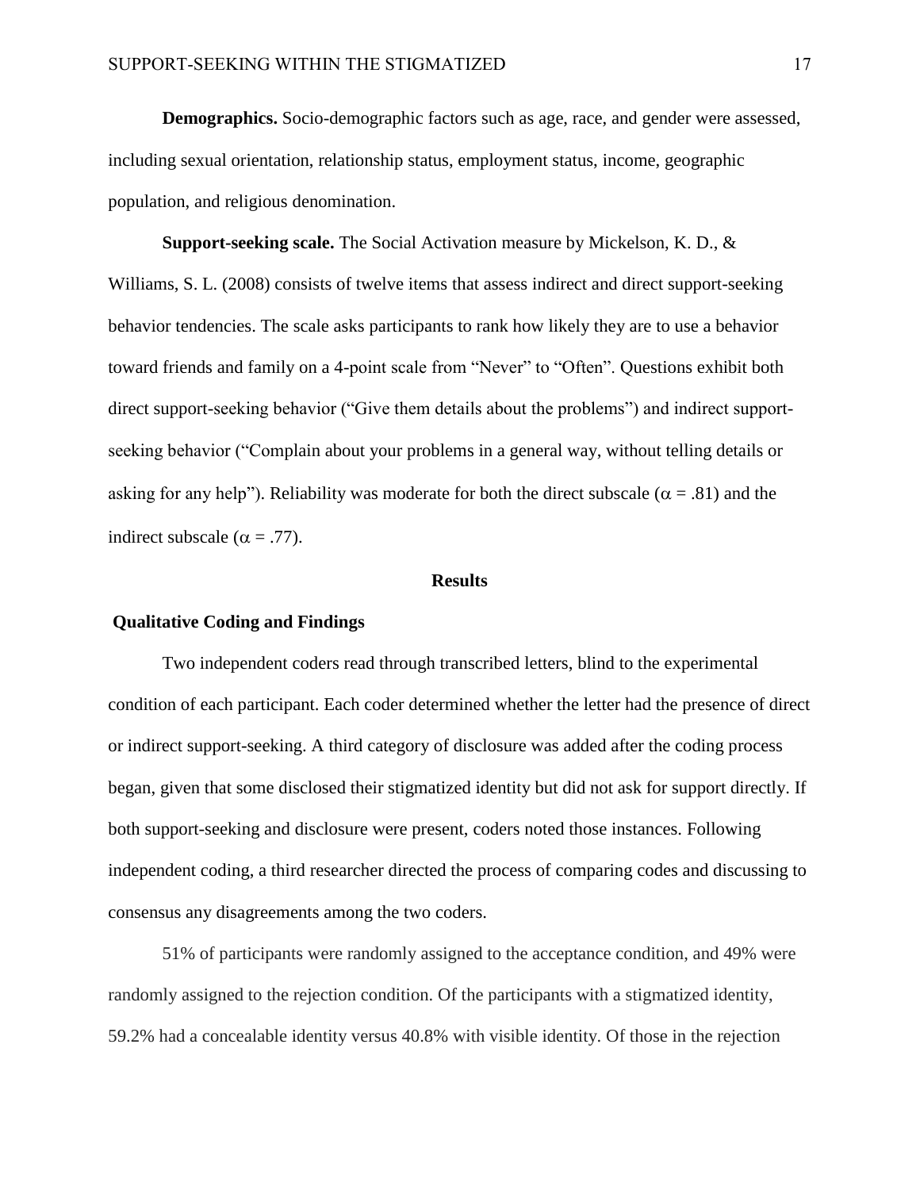**Demographics.** Socio-demographic factors such as age, race, and gender were assessed, including sexual orientation, relationship status, employment status, income, geographic population, and religious denomination.

**Support-seeking scale.** The Social Activation measure by Mickelson, K. D., & Williams, S. L. (2008) consists of twelve items that assess indirect and direct support-seeking behavior tendencies. The scale asks participants to rank how likely they are to use a behavior toward friends and family on a 4-point scale from "Never" to "Often". Questions exhibit both direct support-seeking behavior ("Give them details about the problems") and indirect support-seeking behavior ("Complain about your problems in a general way, without telling details or asking for any help"). Reliability was moderate for both the direct subscale ($\alpha = .81$) and the indirect subscale ($\alpha = .77$).

## Results

### Qualitative Coding and Findings

Two independent coders read through transcribed letters, blind to the experimental condition of each participant. Each coder determined whether the letter had the presence of direct or indirect support-seeking. A third category of disclosure was added after the coding process began, given that some disclosed their stigmatized identity but did not ask for support directly. If both support-seeking and disclosure were present, coders noted those instances. Following independent coding, a third researcher directed the process of comparing codes and discussing to consensus any disagreements among the two coders.

51% of participants were randomly assigned to the acceptance condition, and 49% were randomly assigned to the rejection condition. Of the participants with a stigmatized identity, 59.2% had a concealable identity versus 40.8% with visible identity. Of those in the rejection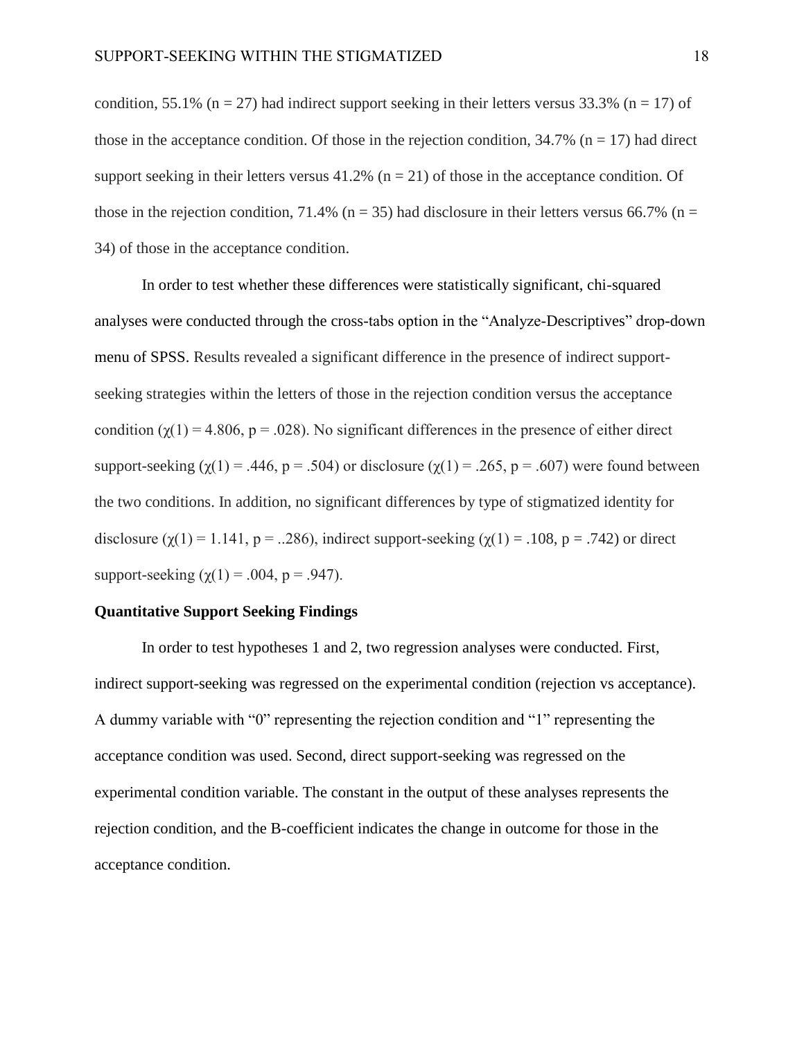condition, 55.1% ($n = 27$) had indirect support seeking in their letters versus 33.3% ($n = 17$) of those in the acceptance condition. Of those in the rejection condition, 34.7% ($n = 17$) had direct support seeking in their letters versus 41.2% ($n = 21$) of those in the acceptance condition. Of those in the rejection condition, 71.4% ($n = 35$) had disclosure in their letters versus 66.7% ($n = 34$) of those in the acceptance condition.

In order to test whether these differences were statistically significant, chi-squared analyses were conducted through the cross-tabs option in the "Analyze-Descriptives" drop-down menu of SPSS. Results revealed a significant difference in the presence of indirect support-seeking strategies within the letters of those in the rejection condition versus the acceptance condition ($\chi(1) = 4.806$, $p = .028$). No significant differences in the presence of either direct support-seeking ($\chi(1) = .446$, $p = .504$) or disclosure ($\chi(1) = .265$, $p = .607$) were found between the two conditions. In addition, no significant differences by type of stigmatized identity for disclosure ($\chi(1) = 1.141$, p = ..286), indirect support-seeking ($\chi(1) = .108$, $p = .742$) or direct support-seeking ($\chi(1) = .004$, $p = .947$).

**Quantitative Support Seeking Findings**

In order to test hypotheses 1 and 2, two regression analyses were conducted. First, indirect support-seeking was regressed on the experimental condition (rejection vs acceptance). A dummy variable with "0" representing the rejection condition and "1" representing the acceptance condition was used. Second, direct support-seeking was regressed on the experimental condition variable. The constant in the output of these analyses represents the rejection condition, and the B-coefficient indicates the change in outcome for those in the acceptance condition.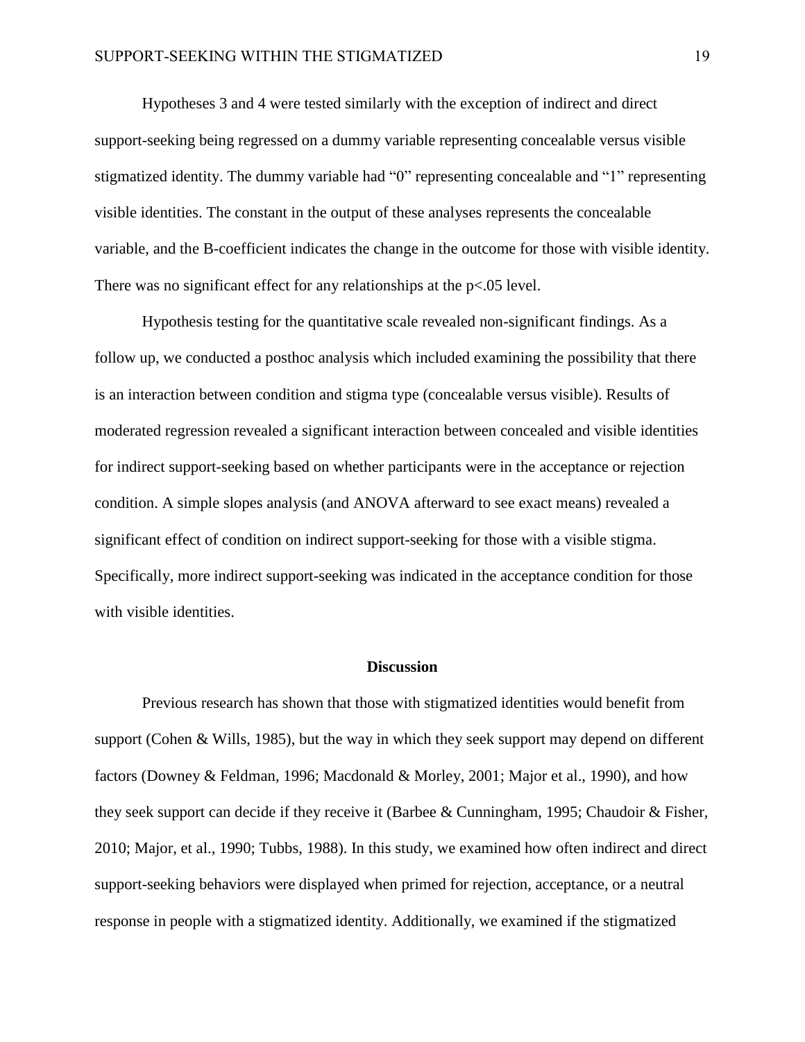Hypotheses 3 and 4 were tested similarly with the exception of indirect and direct support-seeking being regressed on a dummy variable representing concealable versus visible stigmatized identity. The dummy variable had "0" representing concealable and "1" representing visible identities. The constant in the output of these analyses represents the concealable variable, and the B-coefficient indicates the change in the outcome for those with visible identity. There was no significant effect for any relationships at the $p<.05$ level.

Hypothesis testing for the quantitative scale revealed non-significant findings. As a follow up, we conducted a posthoc analysis which included examining the possibility that there is an interaction between condition and stigma type (concealable versus visible). Results of moderated regression revealed a significant interaction between concealed and visible identities for indirect support-seeking based on whether participants were in the acceptance or rejection condition. A simple slopes analysis (and ANOVA afterward to see exact means) revealed a significant effect of condition on indirect support-seeking for those with a visible stigma. Specifically, more indirect support-seeking was indicated in the acceptance condition for those with visible identities.

## Discussion

Previous research has shown that those with stigmatized identities would benefit from support (Cohen & Wills, 1985), but the way in which they seek support may depend on different factors (Downey & Feldman, 1996; Macdonald & Morley, 2001; Major et al., 1990), and how they seek support can decide if they receive it (Barbee & Cunningham, 1995; Chaudoir & Fisher, 2010; Major, et al., 1990; Tubbs, 1988). In this study, we examined how often indirect and direct support-seeking behaviors were displayed when primed for rejection, acceptance, or a neutral response in people with a stigmatized identity. Additionally, we examined if the stigmatized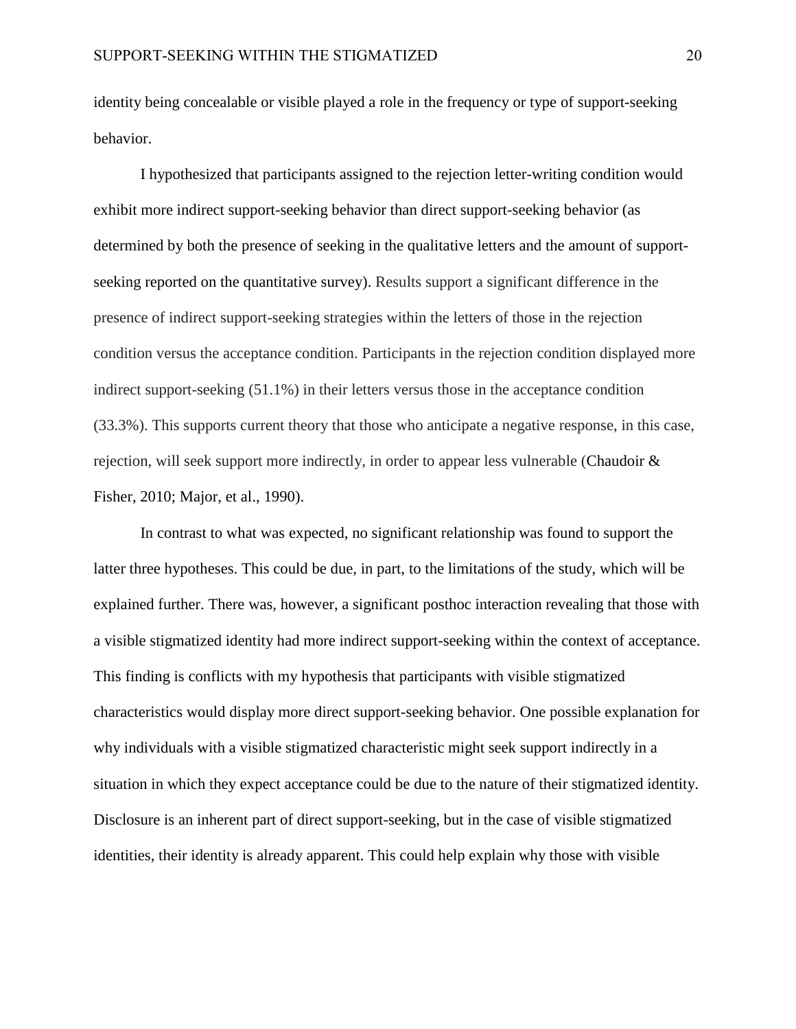identity being concealable or visible played a role in the frequency or type of support-seeking behavior.

I hypothesized that participants assigned to the rejection letter-writing condition would exhibit more indirect support-seeking behavior than direct support-seeking behavior (as determined by both the presence of seeking in the qualitative letters and the amount of support-seeking reported on the quantitative survey). Results support a significant difference in the presence of indirect support-seeking strategies within the letters of those in the rejection condition versus the acceptance condition. Participants in the rejection condition displayed more indirect support-seeking (51.1%) in their letters versus those in the acceptance condition (33.3%). This supports current theory that those who anticipate a negative response, in this case, rejection, will seek support more indirectly, in order to appear less vulnerable (Chaudoir & Fisher, 2010; Major, et al., 1990).

In contrast to what was expected, no significant relationship was found to support the latter three hypotheses. This could be due, in part, to the limitations of the study, which will be explained further. There was, however, a significant posthoc interaction revealing that those with a visible stigmatized identity had more indirect support-seeking within the context of acceptance. This finding is conflicts with my hypothesis that participants with visible stigmatized characteristics would display more direct support-seeking behavior. One possible explanation for why individuals with a visible stigmatized characteristic might seek support indirectly in a situation in which they expect acceptance could be due to the nature of their stigmatized identity. Disclosure is an inherent part of direct support-seeking, but in the case of visible stigmatized identities, their identity is already apparent. This could help explain why those with visible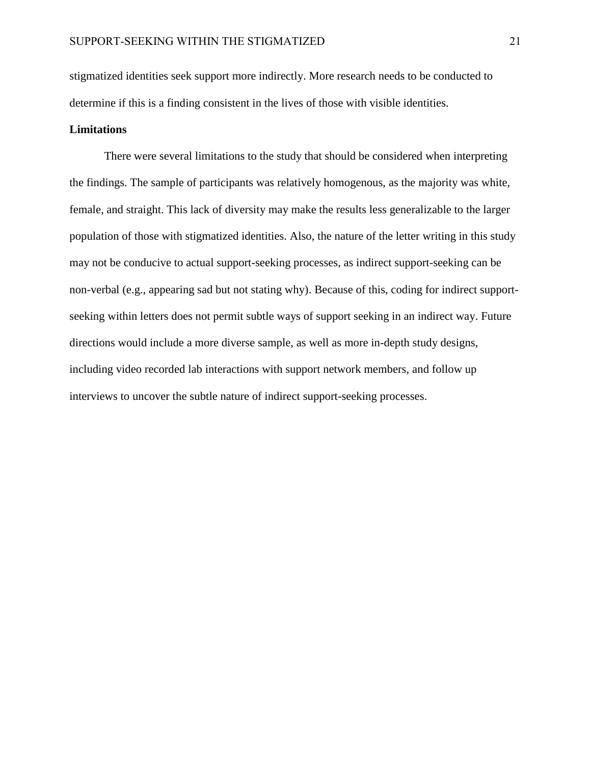stigmatized identities seek support more indirectly. More research needs to be conducted to determine if this is a finding consistent in the lives of those with visible identities.

**Limitations**

There were several limitations to the study that should be considered when interpreting the findings. The sample of participants was relatively homogenous, as the majority was white, female, and straight. This lack of diversity may make the results less generalizable to the larger population of those with stigmatized identities. Also, the nature of the letter writing in this study may not be conducive to actual support-seeking processes, as indirect support-seeking can be non-verbal (e.g., appearing sad but not stating why). Because of this, coding for indirect support-seeking within letters does not permit subtle ways of support seeking in an indirect way. Future directions would include a more diverse sample, as well as more in-depth study designs, including video recorded lab interactions with support network members, and follow up interviews to uncover the subtle nature of indirect support-seeking processes.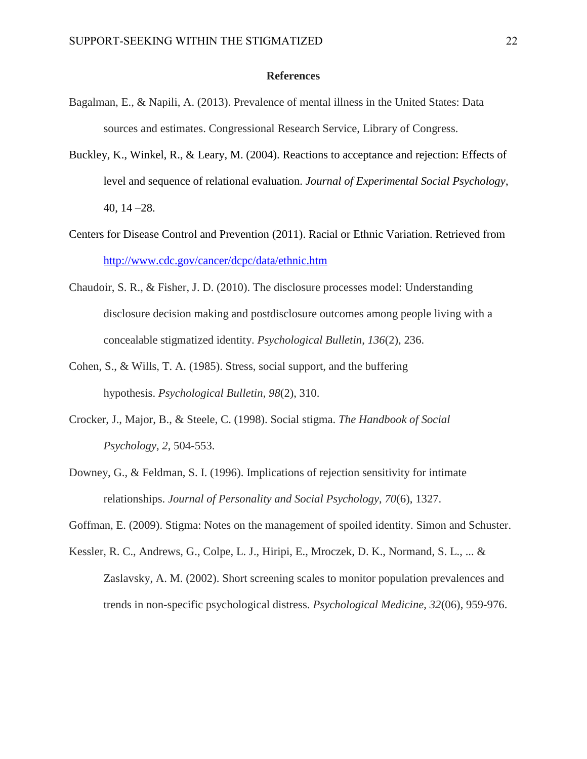## References

Bagalman, E., & Napili, A. (2013). Prevalence of mental illness in the United States: Data sources and estimates. Congressional Research Service, Library of Congress.

Buckley, K., Winkel, R., & Leary, M. (2004). Reactions to acceptance and rejection: Effects of level and sequence of relational evaluation. *Journal of Experimental Social Psychology*, 40, 14 –28.

Centers for Disease Control and Prevention (2011). Racial or Ethnic Variation. Retrieved from [http://www.cdc.gov/cancer/dcpc/data/ethnic.htm](http://www.cdc.gov/cancer/dcpc/data/ethnic.htm)

Chaudoir, S. R., & Fisher, J. D. (2010). The disclosure processes model: Understanding disclosure decision making and postdisclosure outcomes among people living with a concealable stigmatized identity. *Psychological Bulletin*, *136*(2), 236.

Cohen, S., & Wills, T. A. (1985). Stress, social support, and the buffering hypothesis. *Psychological Bulletin*, *98*(2), 310.

Crocker, J., Major, B., & Steele, C. (1998). Social stigma. *The Handbook of Social Psychology*, *2*, 504-553.

Downey, G., & Feldman, S. I. (1996). Implications of rejection sensitivity for intimate relationships. *Journal of Personality and Social Psychology*, *70*(6), 1327.

Goffman, E. (2009). Stigma: Notes on the management of spoiled identity. Simon and Schuster.

Kessler, R. C., Andrews, G., Colpe, L. J., Hiripi, E., Mroczek, D. K., Normand, S. L., ... & Zaslavsky, A. M. (2002). Short screening scales to monitor population prevalences and trends in non-specific psychological distress. *Psychological Medicine*, *32*(06), 959-976.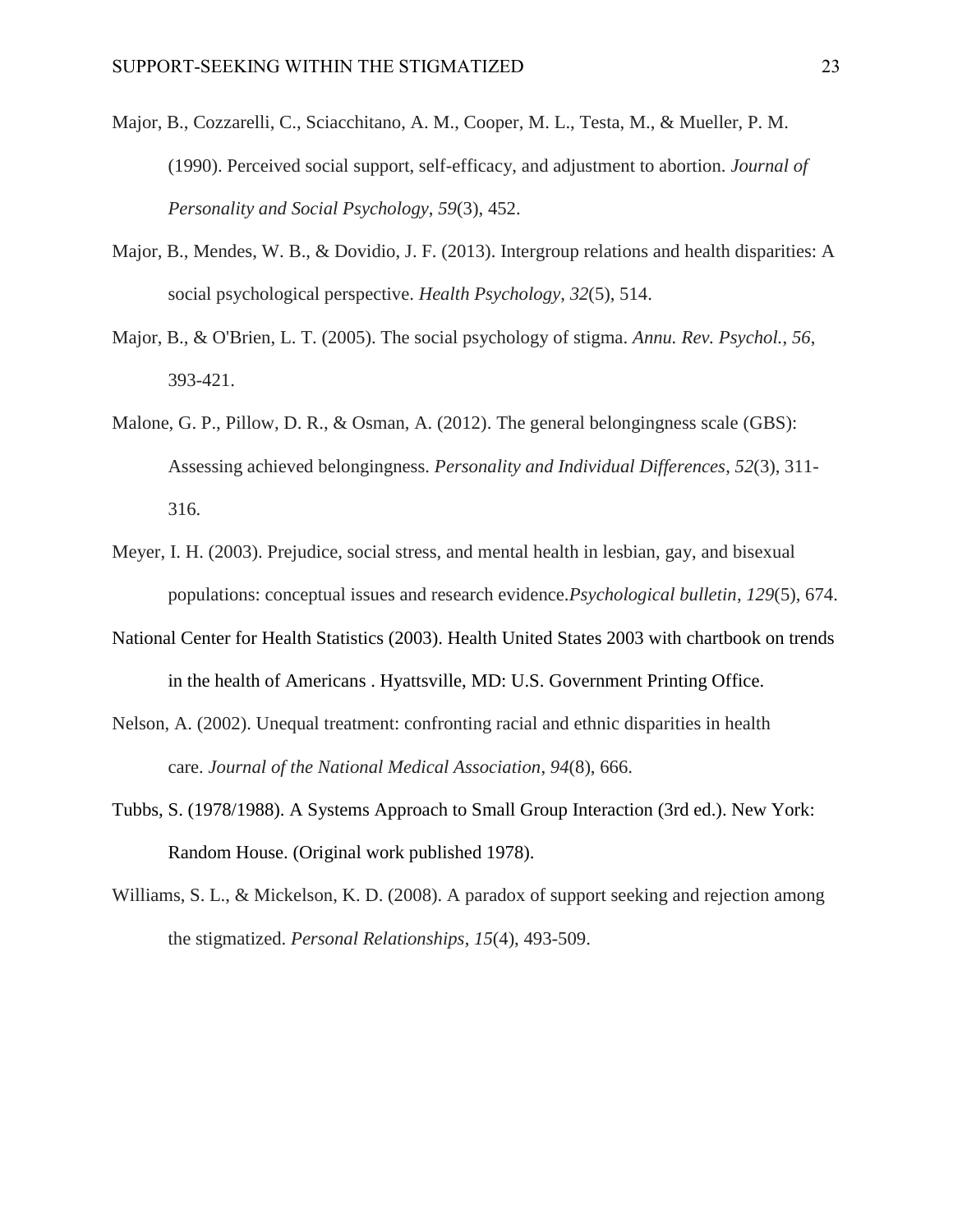Major, B., Cozzarelli, C., Sciacchitano, A. M., Cooper, M. L., Testa, M., & Mueller, P. M. (1990). Perceived social support, self-efficacy, and adjustment to abortion. *Journal of Personality and Social Psychology*, *59*(3), 452.

Major, B., Mendes, W. B., & Dovidio, J. F. (2013). Intergroup relations and health disparities: A social psychological perspective. *Health Psychology*, *32*(5), 514.

Major, B., & O'Brien, L. T. (2005). The social psychology of stigma. *Annu. Rev. Psychol.*, *56*, 393-421.

Malone, G. P., Pillow, D. R., & Osman, A. (2012). The general belongingness scale (GBS): Assessing achieved belongingness. *Personality and Individual Differences*, *52*(3), 311-316.

Meyer, I. H. (2003). Prejudice, social stress, and mental health in lesbian, gay, and bisexual populations: conceptual issues and research evidence.*Psychological bulletin*, *129*(5), 674.

National Center for Health Statistics (2003). Health United States 2003 with chartbook on trends in the health of Americans . Hyattsville, MD: U.S. Government Printing Office.

Nelson, A. (2002). Unequal treatment: confronting racial and ethnic disparities in health care. *Journal of the National Medical Association*, *94*(8), 666.

Tubbs, S. (1978/1988). A Systems Approach to Small Group Interaction (3rd ed.). New York: Random House. (Original work published 1978).

Williams, S. L., & Mickelson, K. D. (2008). A paradox of support seeking and rejection among the stigmatized. *Personal Relationships*, *15*(4), 493-509.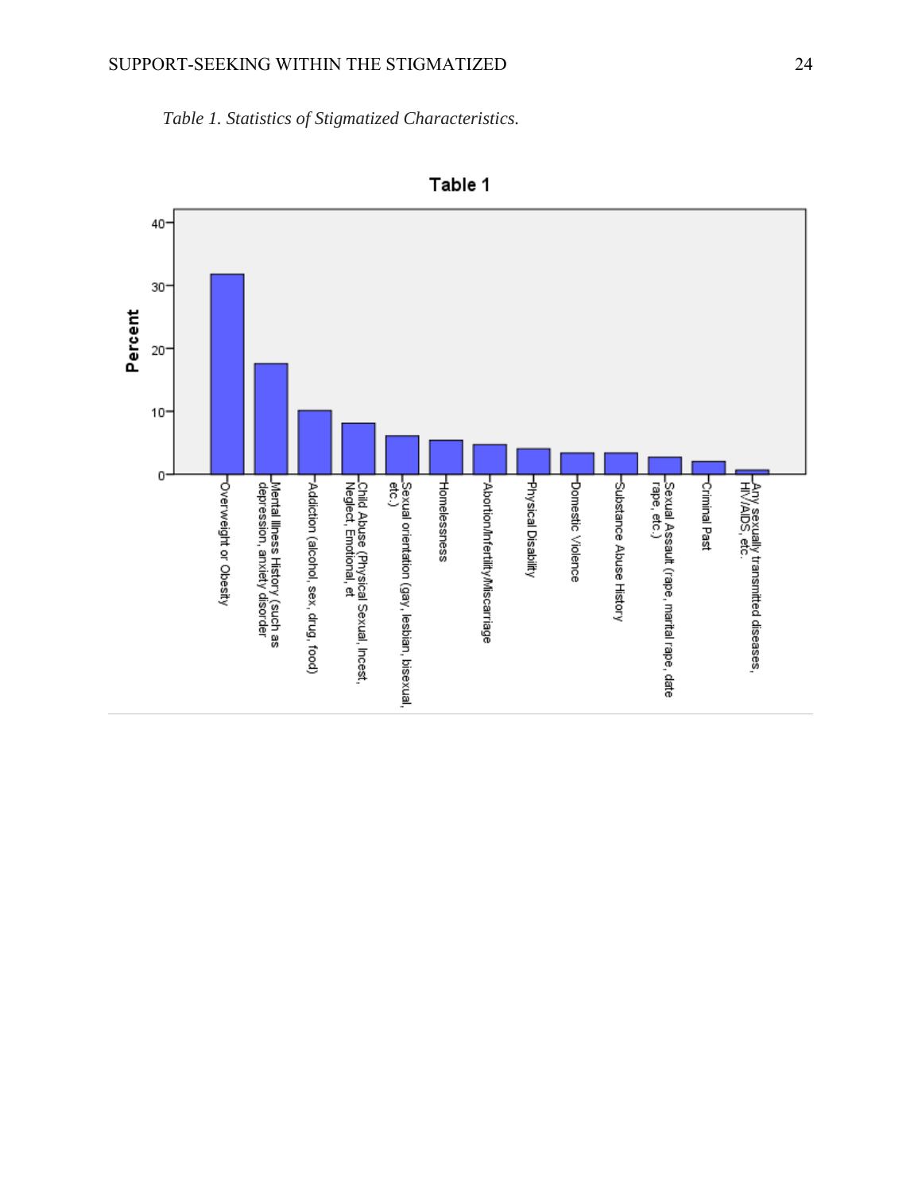*Table 1. Statistics of Stigmatized Characteristics.*

**Table 1**

| Stigmatized Characteristic | Percent (approx.) |
|---|---|
| Overweight or Obesity | 32 |
| Mental Illness History (such as depression, anxiety disorder | 17.5 |
| Addiction (alcohol, sex, drug, food) | 10 |
| Child Abuse (Physical Sexual, Incest, Neglect, Emotional, et | 8 |
| Sexual orientation (gay, lesbian, bisexual, etc.) | 6 |
| Homelessness | 5.5 |
| Abortion/Infertility/Miscarriage | 4.5 |
| Physical Disability | 4 |
| Domestic Violence | 3.5 |
| Substance Abuse History | 3.5 |
| Sexual Assault (rape, marital rape, date rape, etc.) | 2.5 |
| Criminal Past | 2 |
| Any sexually transmitted diseases, HIV/AIDS, etc. | 0.5 |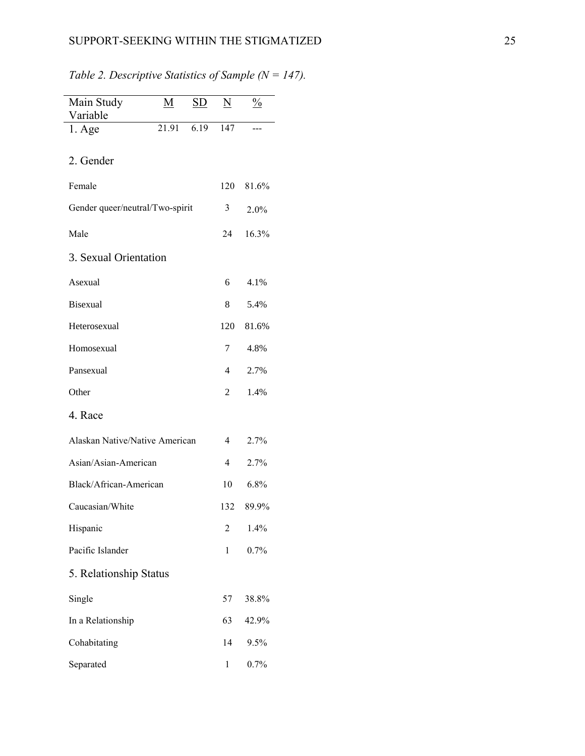*Table 2. Descriptive Statistics of Sample (N = 147).*

| Main Study Variable | M | SD | N | % |
|---|---|---|---|---|
| 1. Age | 21.91 | 6.19 | 147 | --- |
| 2. Gender | | | | |
| Female | | | 120 | 81.6% |
| Gender queer/neutral/Two-spirit | | | 3 | 2.0% |
| Male | | | 24 | 16.3% |
| 3. Sexual Orientation | | | | |
| Asexual | | | 6 | 4.1% |
| Bisexual | | | 8 | 5.4% |
| Heterosexual | | | 120 | 81.6% |
| Homosexual | | | 7 | 4.8% |
| Pansexual | | | 4 | 2.7% |
| Other | | | 2 | 1.4% |
| 4. Race | | | | |
| Alaskan Native/Native American | | | 4 | 2.7% |
| Asian/Asian-American | | | 4 | 2.7% |
| Black/African-American | | | 10 | 6.8% |
| Caucasian/White | | | 132 | 89.9% |
| Hispanic | | | 2 | 1.4% |
| Pacific Islander | | | 1 | 0.7% |
| 5. Relationship Status | | | | |
| Single | | | 57 | 38.8% |
| In a Relationship | | | 63 | 42.9% |
| Cohabitating | | | 14 | 9.5% |
| Separated | | | 1 | 0.7% |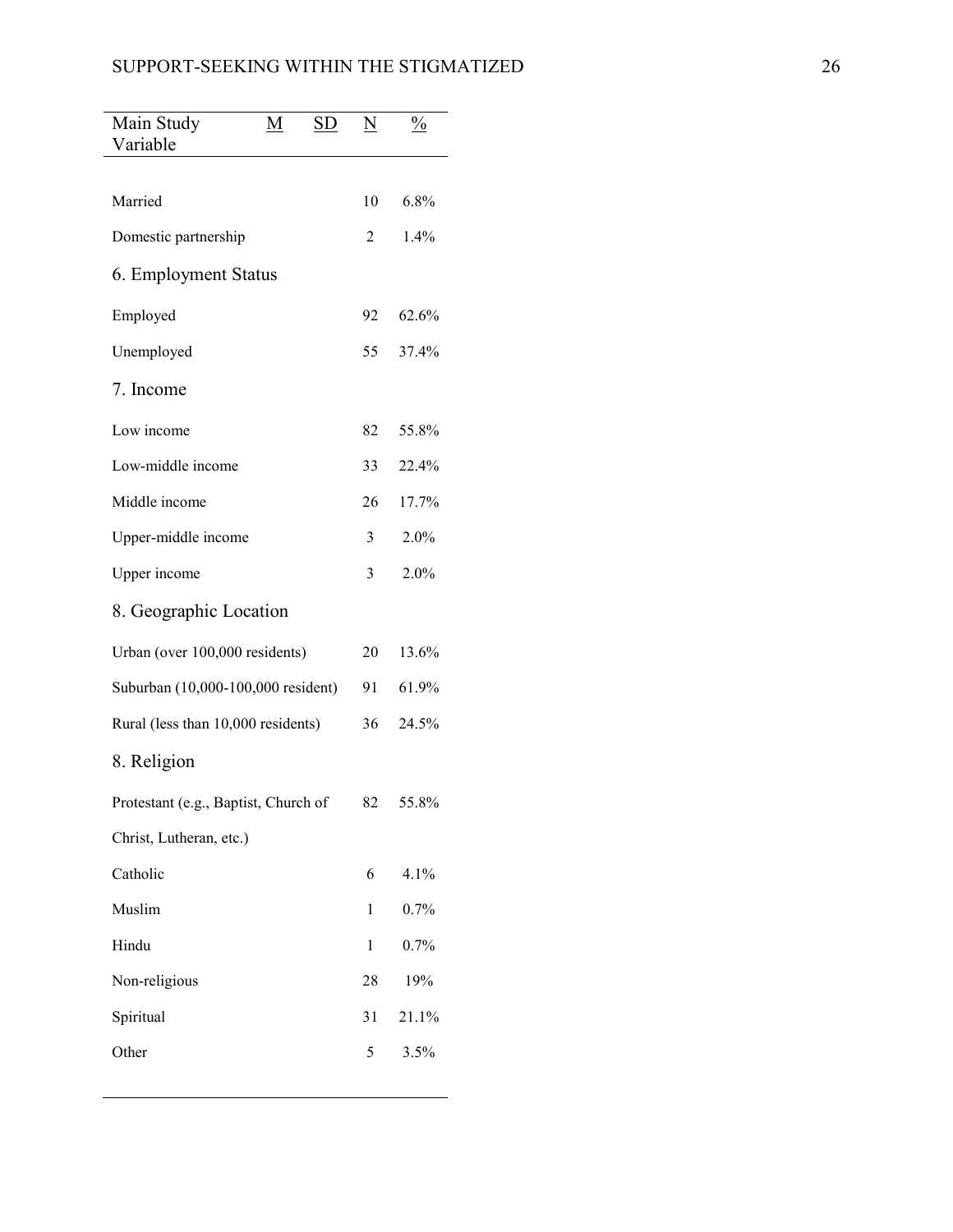| Main Study Variable | M | SD | N | % |
|---|---|---|---|---|
| Married | | | 10 | 6.8% |
| Domestic partnership | | | 2 | 1.4% |
| 6. Employment Status | | | | |
| Employed | | | 92 | 62.6% |
| Unemployed | | | 55 | 37.4% |
| 7. Income | | | | |
| Low income | | | 82 | 55.8% |
| Low-middle income | | | 33 | 22.4% |
| Middle income | | | 26 | 17.7% |
| Upper-middle income | | | 3 | 2.0% |
| Upper income | | | 3 | 2.0% |
| 8. Geographic Location | | | | |
| Urban (over 100,000 residents) | | | 20 | 13.6% |
| Suburban (10,000-100,000 resident) | | | 91 | 61.9% |
| Rural (less than 10,000 residents) | | | 36 | 24.5% |
| 8. Religion | | | | |
| Protestant (e.g., Baptist, Church of Christ, Lutheran, etc.) | | | 82 | 55.8% |
| Catholic | | | 6 | 4.1% |
| Muslim | | | 1 | 0.7% |
| Hindu | | | 1 | 0.7% |
| Non-religious | | | 28 | 19% |
| Spiritual | | | 31 | 21.1% |
| Other | | | 5 | 3.5% |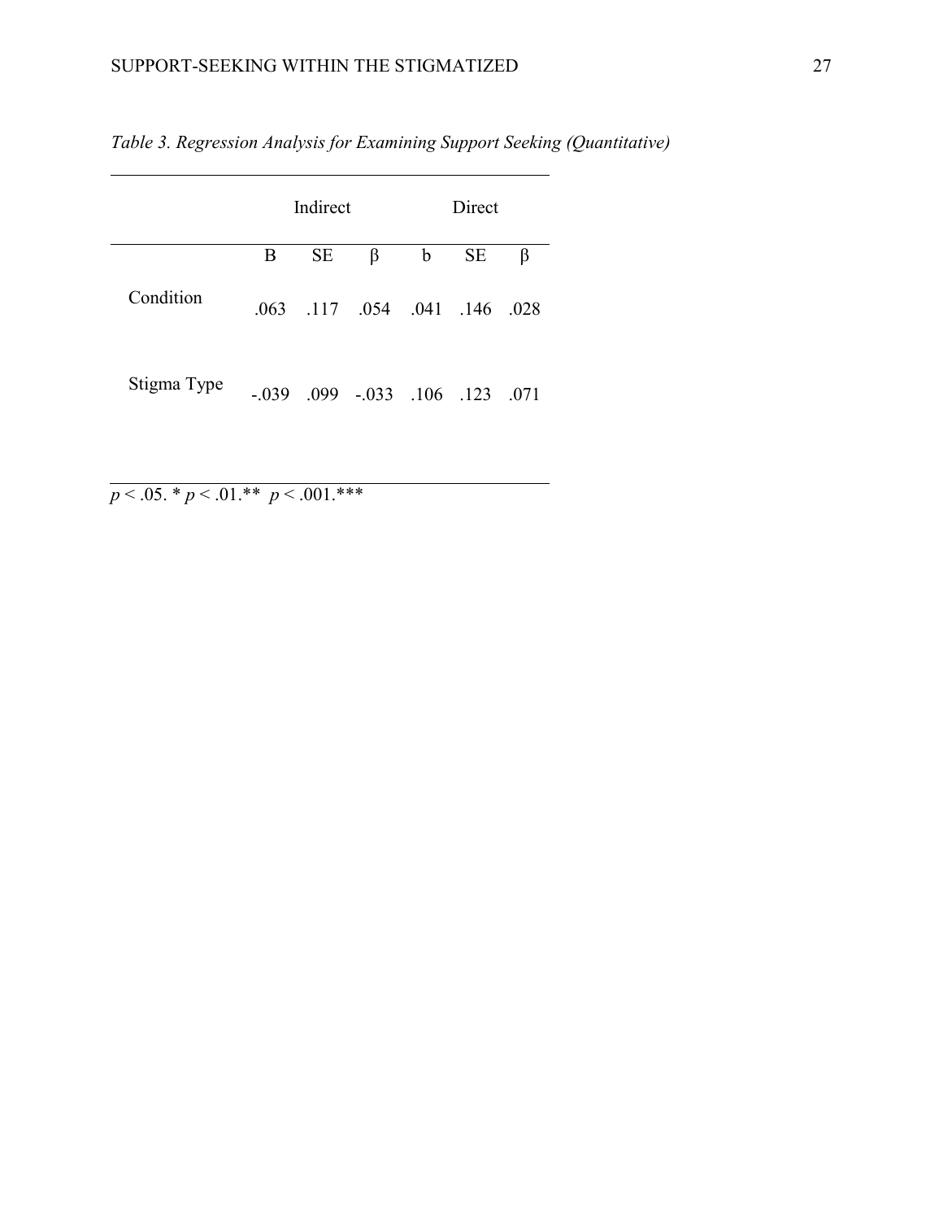*Table 3. Regression Analysis for Examining Support Seeking (Quantitative)*

| | Indirect | | | Direct | | |
|---|---|---|---|---|---|---|
| | B | SE | β | b | SE | β |
| Condition | .063 | .117 | .054 | .041 | .146 | .028 |
| Stigma Type | -.039 | .099 | -.033 | .106 | .123 | .071 |

*p* < .05. * *p* < .01.** *p* < .001.***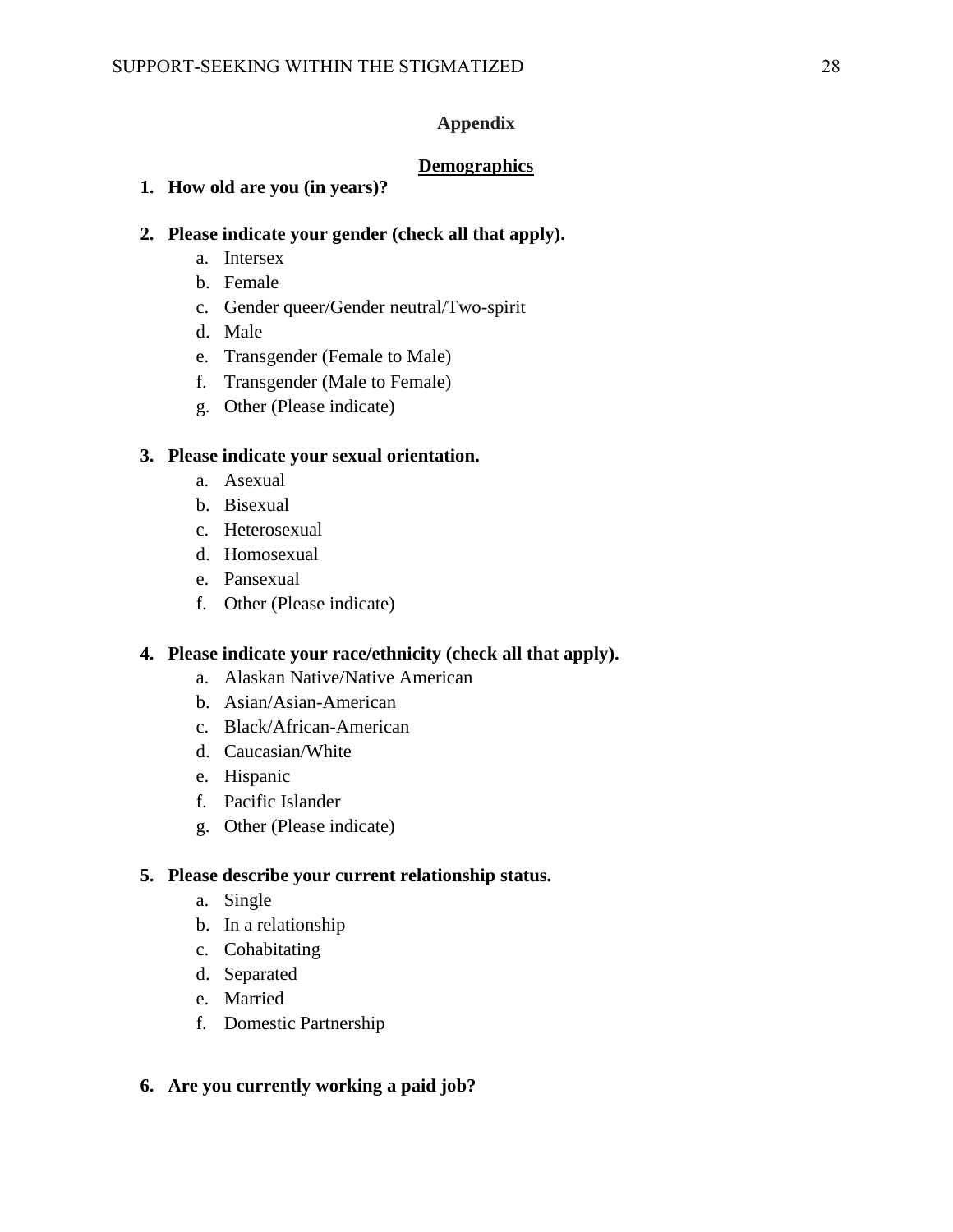## Appendix

### Demographics

1. **How old are you (in years)?**

2. **Please indicate your gender (check all that apply).**
    a. Intersex
    b. Female
    c. Gender queer/Gender neutral/Two-spirit
    d. Male
    e. Transgender (Female to Male)
    f. Transgender (Male to Female)
    g. Other (Please indicate)

3. **Please indicate your sexual orientation.**
    a. Asexual
    b. Bisexual
    c. Heterosexual
    d. Homosexual
    e. Pansexual
    f. Other (Please indicate)

4. **Please indicate your race/ethnicity (check all that apply).**
    a. Alaskan Native/Native American
    b. Asian/Asian-American
    c. Black/African-American
    d. Caucasian/White
    e. Hispanic
    f. Pacific Islander
    g. Other (Please indicate)

5. **Please describe your current relationship status.**
    a. Single
    b. In a relationship
    c. Cohabitating
    d. Separated
    e. Married
    f. Domestic Partnership

6. **Are you currently working a paid job?**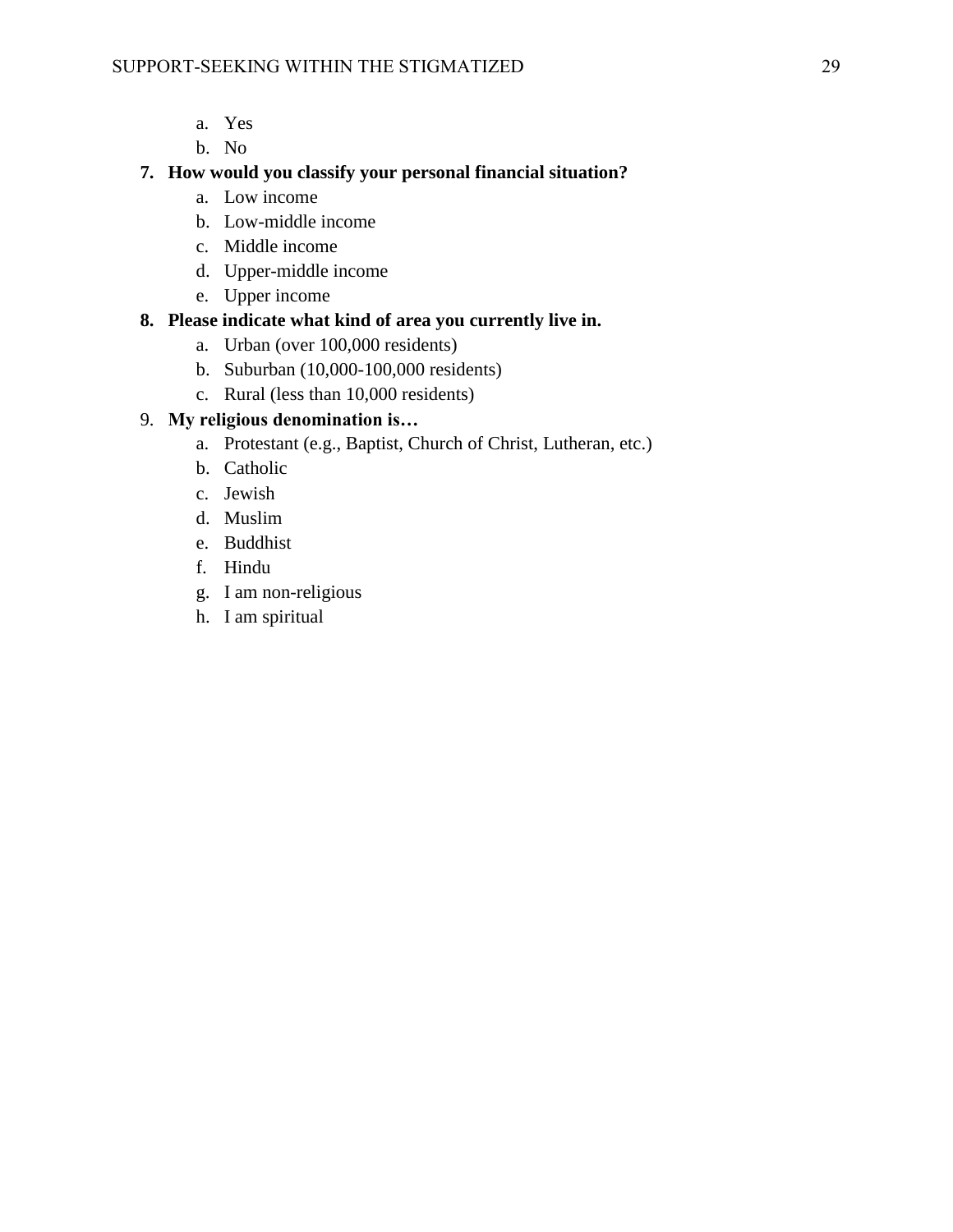a. Yes
   b. No

7. **How would you classify your personal financial situation?**
   a. Low income
   b. Low-middle income
   c. Middle income
   d. Upper-middle income
   e. Upper income
8. **Please indicate what kind of area you currently live in.**
   a. Urban (over 100,000 residents)
   b. Suburban (10,000-100,000 residents)
   c. Rural (less than 10,000 residents)
9. **My religious denomination is…**
   a. Protestant (e.g., Baptist, Church of Christ, Lutheran, etc.)
   b. Catholic
   c. Jewish
   d. Muslim
   e. Buddhist
   f. Hindu
   g. I am non-religious
   h. I am spiritual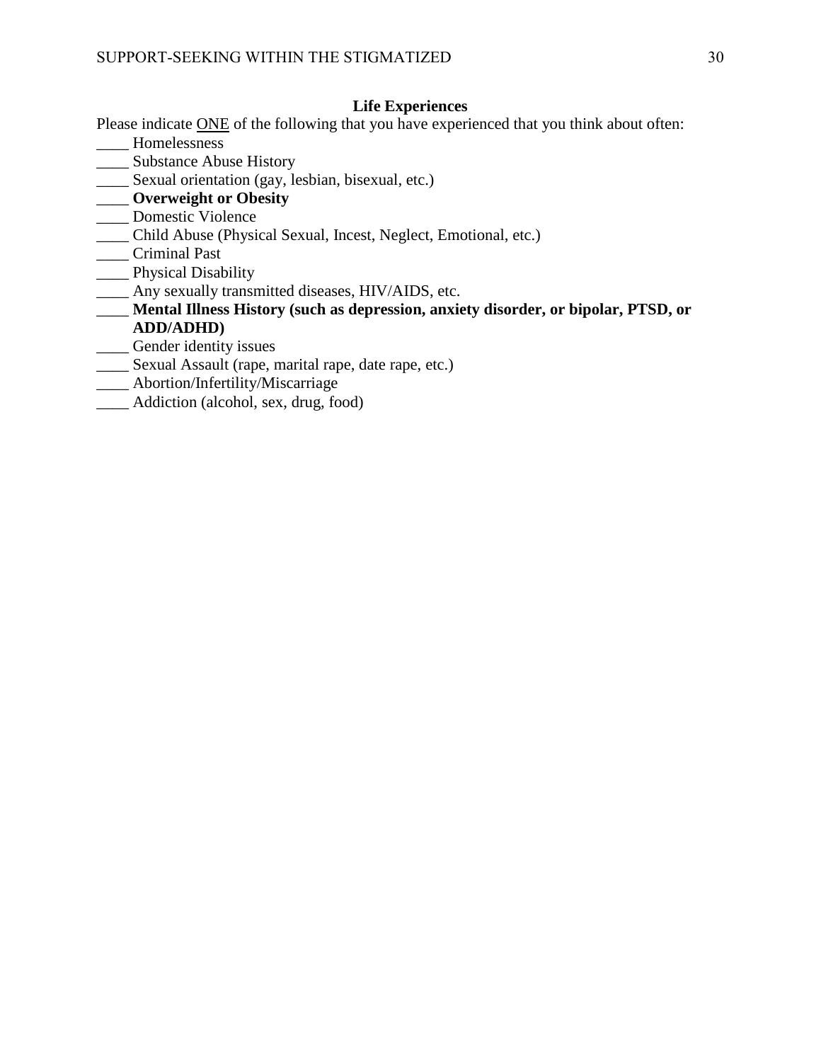**Life Experiences**

Please indicate ONE of the following that you have experienced that you think about often:

____ Homelessness

____ Substance Abuse History

____ Sexual orientation (gay, lesbian, bisexual, etc.)

____ **Overweight or Obesity**

____ Domestic Violence

____ Child Abuse (Physical Sexual, Incest, Neglect, Emotional, etc.)

____ Criminal Past

____ Physical Disability

____ Any sexually transmitted diseases, HIV/AIDS, etc.

____ **Mental Illness History (such as depression, anxiety disorder, or bipolar, PTSD, or ADD/ADHD)**

____ Gender identity issues

____ Sexual Assault (rape, marital rape, date rape, etc.)

____ Abortion/Infertility/Miscarriage

____ Addiction (alcohol, sex, drug, food)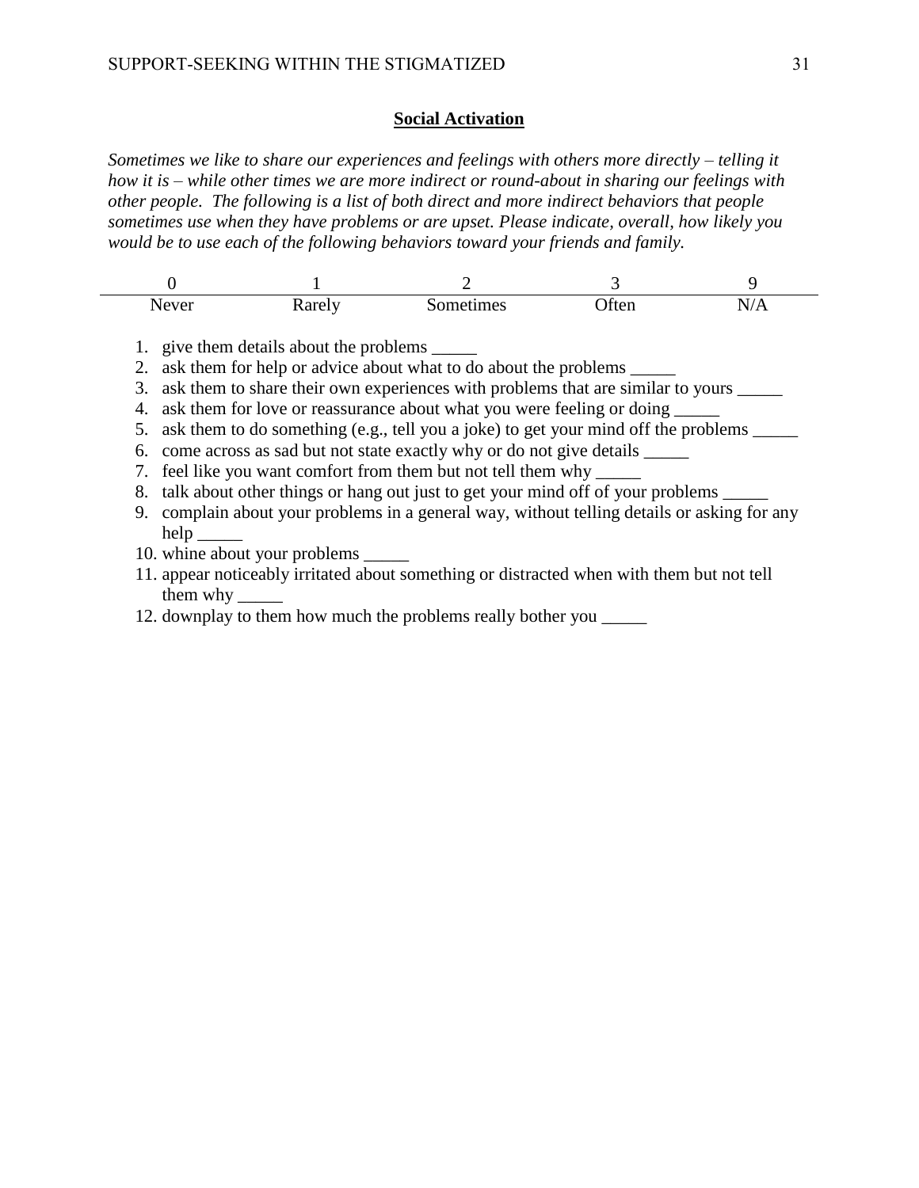## Social Activation

*Sometimes we like to share our experiences and feelings with others more directly – telling it how it is – while other times we are more indirect or round-about in sharing our feelings with other people. The following is a list of both direct and more indirect behaviors that people sometimes use when they have problems or are upset. Please indicate, overall, how likely you would be to use each of the following behaviors toward your friends and family.*

| 0 | 1 | 2 | 3 | 9 |
|---|---|---|---|---|
| Never | Rarely | Sometimes | Often | N/A |

1. give them details about the problems _____
2. ask them for help or advice about what to do about the problems _____
3. ask them to share their own experiences with problems that are similar to yours _____
4. ask them for love or reassurance about what you were feeling or doing _____
5. ask them to do something (e.g., tell you a joke) to get your mind off the problems _____
6. come across as sad but not state exactly why or do not give details _____
7. feel like you want comfort from them but not tell them why _____
8. talk about other things or hang out just to get your mind off of your problems _____
9. complain about your problems in a general way, without telling details or asking for any help _____
10. whine about your problems _____
11. appear noticeably irritated about something or distracted when with them but not tell them why _____
12. downplay to them how much the problems really bother you _____